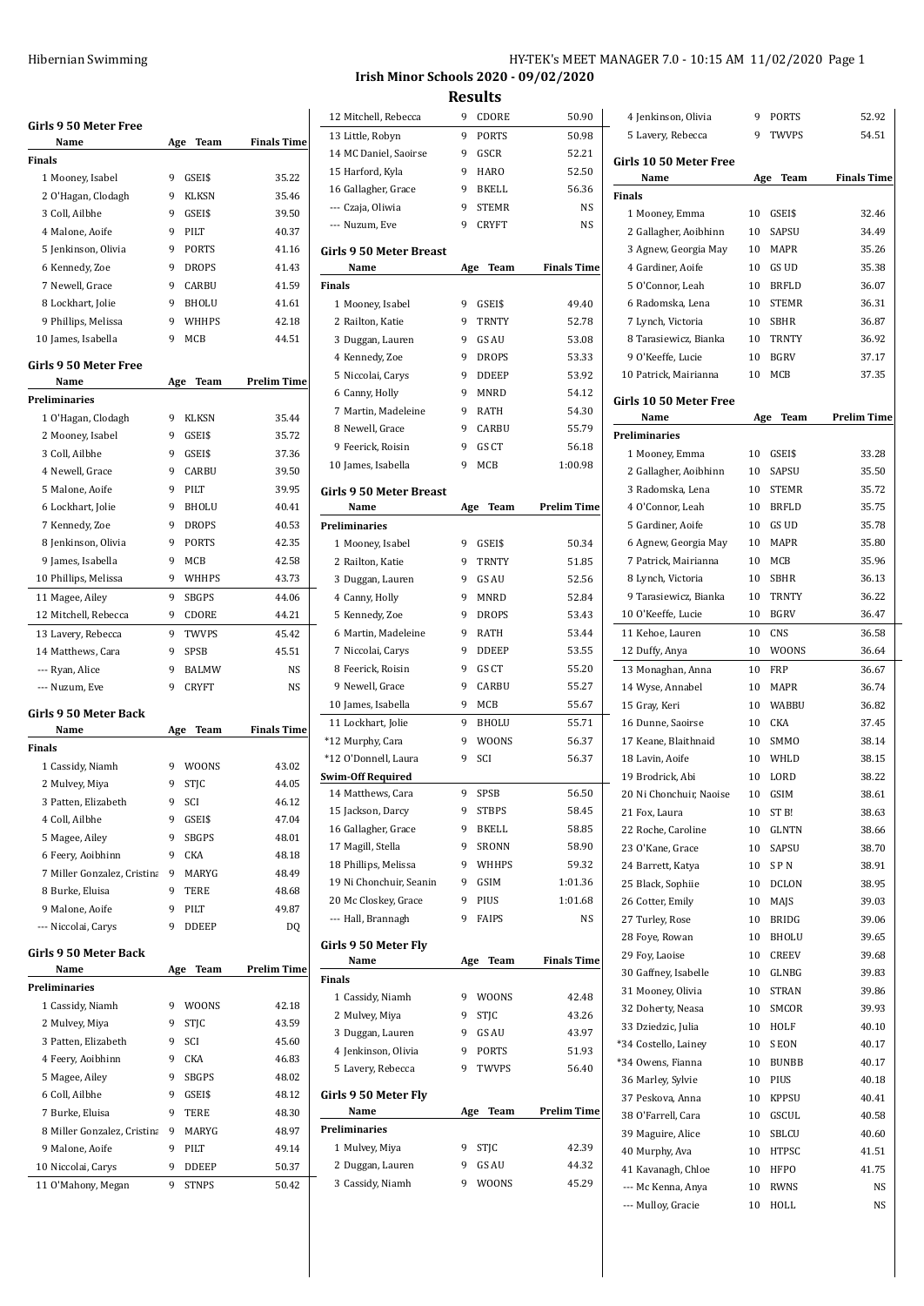# Irish Minor Schools 2020 - 09/02/2020

## Results

### Girls 9 50 Meter Free

| Name | Age | Team | Finals Time |
|---|---|---|---|
| **Finals** | | | |
| 1 Mooney, Isabel | 9 | GSEI$ | 35.22 |
| 2 O'Hagan, Clodagh | 9 | KLKSN | 35.46 |
| 3 Coll, Ailbhe | 9 | GSEI$ | 39.50 |
| 4 Malone, Aoife | 9 | PILT | 40.37 |
| 5 Jenkinson, Olivia | 9 | PORTS | 41.16 |
| 6 Kennedy, Zoe | 9 | DROPS | 41.43 |
| 7 Newell, Grace | 9 | CARBU | 41.59 |
| 8 Lockhart, Jolie | 9 | BHOLU | 41.61 |
| 9 Phillips, Melissa | 9 | WHHPS | 42.18 |
| 10 James, Isabella | 9 | MCB | 44.51 |

### Girls 9 50 Meter Free

| Name | Age | Team | Prelim Time |
|---|---|---|---|
| **Preliminaries** | | | |
| 1 O'Hagan, Clodagh | 9 | KLKSN | 35.44 |
| 2 Mooney, Isabel | 9 | GSEI$ | 35.72 |
| 3 Coll, Ailbhe | 9 | GSEI$ | 37.36 |
| 4 Newell, Grace | 9 | CARBU | 39.50 |
| 5 Malone, Aoife | 9 | PILT | 39.95 |
| 6 Lockhart, Jolie | 9 | BHOLU | 40.41 |
| 7 Kennedy, Zoe | 9 | DROPS | 40.53 |
| 8 Jenkinson, Olivia | 9 | PORTS | 42.35 |
| 9 James, Isabella | 9 | MCB | 42.58 |
| 10 Phillips, Melissa | 9 | WHHPS | 43.73 |
| 11 Magee, Ailey | 9 | SBGPS | 44.06 |
| 12 Mitchell, Rebecca | 9 | CDORE | 44.21 |
| 13 Lavery, Rebecca | 9 | TWVPS | 45.42 |
| 14 Matthews, Cara | 9 | SPSB | 45.51 |
| --- Ryan, Alice | 9 | BALMW | NS |
| --- Nuzum, Eve | 9 | CRYFT | NS |

### Girls 9 50 Meter Back

| Name | Age | Team | Finals Time |
|---|---|---|---|
| **Finals** | | | |
| 1 Cassidy, Niamh | 9 | WOONS | 43.02 |
| 2 Mulvey, Miya | 9 | STJC | 44.05 |
| 3 Patten, Elizabeth | 9 | SCI | 46.12 |
| 4 Coll, Ailbhe | 9 | GSEI$ | 47.04 |
| 5 Magee, Ailey | 9 | SBGPS | 48.01 |
| 6 Feery, Aoibhinn | 9 | CKA | 48.18 |
| 7 Miller Gonzalez, Cristina | 9 | MARYG | 48.49 |
| 8 Burke, Eluisa | 9 | TERE | 48.68 |
| 9 Malone, Aoife | 9 | PILT | 49.87 |
| --- Niccolai, Carys | 9 | DDEEP | DQ |

### Girls 9 50 Meter Back

| Name | Age | Team | Prelim Time |
|---|---|---|---|
| **Preliminaries** | | | |
| 1 Cassidy, Niamh | 9 | WOONS | 42.18 |
| 2 Mulvey, Miya | 9 | STJC | 43.59 |
| 3 Patten, Elizabeth | 9 | SCI | 45.60 |
| 4 Feery, Aoibhinn | 9 | CKA | 46.83 |
| 5 Magee, Ailey | 9 | SBGPS | 48.02 |
| 6 Coll, Ailbhe | 9 | GSEI$ | 48.12 |
| 7 Burke, Eluisa | 9 | TERE | 48.30 |
| 8 Miller Gonzalez, Cristina | 9 | MARYG | 48.97 |
| 9 Malone, Aoife | 9 | PILT | 49.14 |
| 10 Niccolai, Carys | 9 | DDEEP | 50.37 |
| 11 O'Mahony, Megan | 9 | STNPS | 50.42 |
| 12 Mitchell, Rebecca | 9 | CDORE | 50.90 |
| 13 Little, Robyn | 9 | PORTS | 50.98 |
| 14 MC Daniel, Saoirse | 9 | GSCR | 52.21 |
| 15 Harford, Kyla | 9 | HARO | 52.50 |
| 16 Gallagher, Grace | 9 | BKELL | 56.36 |
| --- Czaja, Oliwia | 9 | STEMR | NS |
| --- Nuzum, Eve | 9 | CRYFT | NS |

### Girls 9 50 Meter Breast

| Name | Age | Team | Finals Time |
|---|---|---|---|
| **Finals** | | | |
| 1 Mooney, Isabel | 9 | GSEI$ | 49.40 |
| 2 Railton, Katie | 9 | TRNTY | 52.78 |
| 3 Duggan, Lauren | 9 | GS AU | 53.08 |
| 4 Kennedy, Zoe | 9 | DROPS | 53.33 |
| 5 Niccolai, Carys | 9 | DDEEP | 53.92 |
| 6 Canny, Holly | 9 | MNRD | 54.12 |
| 7 Martin, Madeleine | 9 | RATH | 54.30 |
| 8 Newell, Grace | 9 | CARBU | 55.79 |
| 9 Feerick, Roisin | 9 | GS CT | 56.18 |
| 10 James, Isabella | 9 | MCB | 1:00.98 |

### Girls 9 50 Meter Breast

| Name | Age | Team | Prelim Time |
|---|---|---|---|
| **Preliminaries** | | | |
| 1 Mooney, Isabel | 9 | GSEI$ | 50.34 |
| 2 Railton, Katie | 9 | TRNTY | 51.85 |
| 3 Duggan, Lauren | 9 | GS AU | 52.56 |
| 4 Canny, Holly | 9 | MNRD | 52.84 |
| 5 Kennedy, Zoe | 9 | DROPS | 53.43 |
| 6 Martin, Madeleine | 9 | RATH | 53.44 |
| 7 Niccolai, Carys | 9 | DDEEP | 53.55 |
| 8 Feerick, Roisin | 9 | GS CT | 55.20 |
| 9 Newell, Grace | 9 | CARBU | 55.27 |
| 10 James, Isabella | 9 | MCB | 55.67 |
| 11 Lockhart, Jolie | 9 | BHOLU | 55.71 |
| *12 Murphy, Cara | 9 | WOONS | 56.37 |
| *12 O'Donnell, Laura | 9 | SCI | 56.37 |
| **Swim-Off Required** | | | |
| 14 Matthews, Cara | 9 | SPSB | 56.50 |
| 15 Jackson, Darcy | 9 | STBPS | 58.45 |
| 16 Gallagher, Grace | 9 | BKELL | 58.85 |
| 17 Magill, Stella | 9 | SRONN | 58.90 |
| 18 Phillips, Melissa | 9 | WHHPS | 59.32 |
| 19 Ni Chonchuir, Seanin | 9 | GSIM | 1:01.36 |
| 20 Mc Closkey, Grace | 9 | PIUS | 1:01.68 |
| --- Hall, Brannagh | 9 | FAIPS | NS |

### Girls 9 50 Meter Fly

| Name | Age | Team | Finals Time |
|---|---|---|---|
| **Finals** | | | |
| 1 Cassidy, Niamh | 9 | WOONS | 42.48 |
| 2 Mulvey, Miya | 9 | STJC | 43.26 |
| 3 Duggan, Lauren | 9 | GS AU | 43.97 |
| 4 Jenkinson, Olivia | 9 | PORTS | 51.93 |
| 5 Lavery, Rebecca | 9 | TWVPS | 56.40 |

### Girls 9 50 Meter Fly

| Name | Age | Team | Prelim Time |
|---|---|---|---|
| **Preliminaries** | | | |
| 1 Mulvey, Miya | 9 | STJC | 42.39 |
| 2 Duggan, Lauren | 9 | GS AU | 44.32 |
| 3 Cassidy, Niamh | 9 | WOONS | 45.29 |
| 4 Jenkinson, Olivia | 9 | PORTS | 52.92 |
| 5 Lavery, Rebecca | 9 | TWVPS | 54.51 |

### Girls 10 50 Meter Free

| Name | Age | Team | Finals Time |
|---|---|---|---|
| **Finals** | | | |
| 1 Mooney, Emma | 10 | GSEI$ | 32.46 |
| 2 Gallagher, Aoibhinn | 10 | SAPSU | 34.49 |
| 3 Agnew, Georgia May | 10 | MAPR | 35.26 |
| 4 Gardiner, Aoife | 10 | GS UD | 35.38 |
| 5 O'Connor, Leah | 10 | BRFLD | 36.07 |
| 6 Radomska, Lena | 10 | STEMR | 36.31 |
| 7 Lynch, Victoria | 10 | SBHR | 36.87 |
| 8 Tarasiewicz, Bianka | 10 | TRNTY | 36.92 |
| 9 O'Keeffe, Lucie | 10 | BGRV | 37.17 |
| 10 Patrick, Mairianna | 10 | MCB | 37.35 |

### Girls 10 50 Meter Free

| Name | Age | Team | Prelim Time |
|---|---|---|---|
| **Preliminaries** | | | |
| 1 Mooney, Emma | 10 | GSEI$ | 33.28 |
| 2 Gallagher, Aoibhinn | 10 | SAPSU | 35.50 |
| 3 Radomska, Lena | 10 | STEMR | 35.72 |
| 4 O'Connor, Leah | 10 | BRFLD | 35.75 |
| 5 Gardiner, Aoife | 10 | GS UD | 35.78 |
| 6 Agnew, Georgia May | 10 | MAPR | 35.80 |
| 7 Patrick, Mairianna | 10 | MCB | 35.96 |
| 8 Lynch, Victoria | 10 | SBHR | 36.13 |
| 9 Tarasiewicz, Bianka | 10 | TRNTY | 36.22 |
| 10 O'Keeffe, Lucie | 10 | BGRV | 36.47 |
| 11 Kehoe, Lauren | 10 | CNS | 36.58 |
| 12 Duffy, Anya | 10 | WOONS | 36.64 |
| 13 Monaghan, Anna | 10 | FRP | 36.67 |
| 14 Wyse, Annabel | 10 | MAPR | 36.74 |
| 15 Gray, Keri | 10 | WABBU | 36.82 |
| 16 Dunne, Saoirse | 10 | CKA | 37.45 |
| 17 Keane, Blaithnaid | 10 | SMMO | 38.14 |
| 18 Lavin, Aoife | 10 | WHLD | 38.15 |
| 19 Brodrick, Abi | 10 | LORD | 38.22 |
| 20 Ni Chonchuir, Naoise | 10 | GSIM | 38.61 |
| 21 Fox, Laura | 10 | ST B! | 38.63 |
| 22 Roche, Caroline | 10 | GLNTN | 38.66 |
| 23 O'Kane, Grace | 10 | SAPSU | 38.70 |
| 24 Barrett, Katya | 10 | S P N | 38.91 |
| 25 Black, Sophiie | 10 | DCLON | 38.95 |
| 26 Cotter, Emily | 10 | MAJS | 39.03 |
| 27 Turley, Rose | 10 | BRIDG | 39.06 |
| 28 Foye, Rowan | 10 | BHOLU | 39.65 |
| 29 Foy, Laoise | 10 | CREEV | 39.68 |
| 30 Gaffney, Isabelle | 10 | GLNBG | 39.83 |
| 31 Mooney, Olivia | 10 | STRAN | 39.86 |
| 32 Doherty, Neasa | 10 | SMCOR | 39.93 |
| 33 Dziedzic, Julia | 10 | HOLF | 40.10 |
| *34 Costello, Lainey | 10 | S EON | 40.17 |
| *34 Owens, Fianna | 10 | BUNBB | 40.17 |
| 36 Marley, Sylvie | 10 | PIUS | 40.18 |
| 37 Peskova, Anna | 10 | KPPSU | 40.41 |
| 38 O'Farrell, Cara | 10 | GSCUL | 40.58 |
| 39 Maguire, Alice | 10 | SBLCU | 40.60 |
| 40 Murphy, Ava | 10 | HTPSC | 41.51 |
| 41 Kavanagh, Chloe | 10 | HFPO | 41.75 |
| --- Mc Kenna, Anya | 10 | RWNS | NS |
| --- Mulloy, Gracie | 10 | HOLL | NS |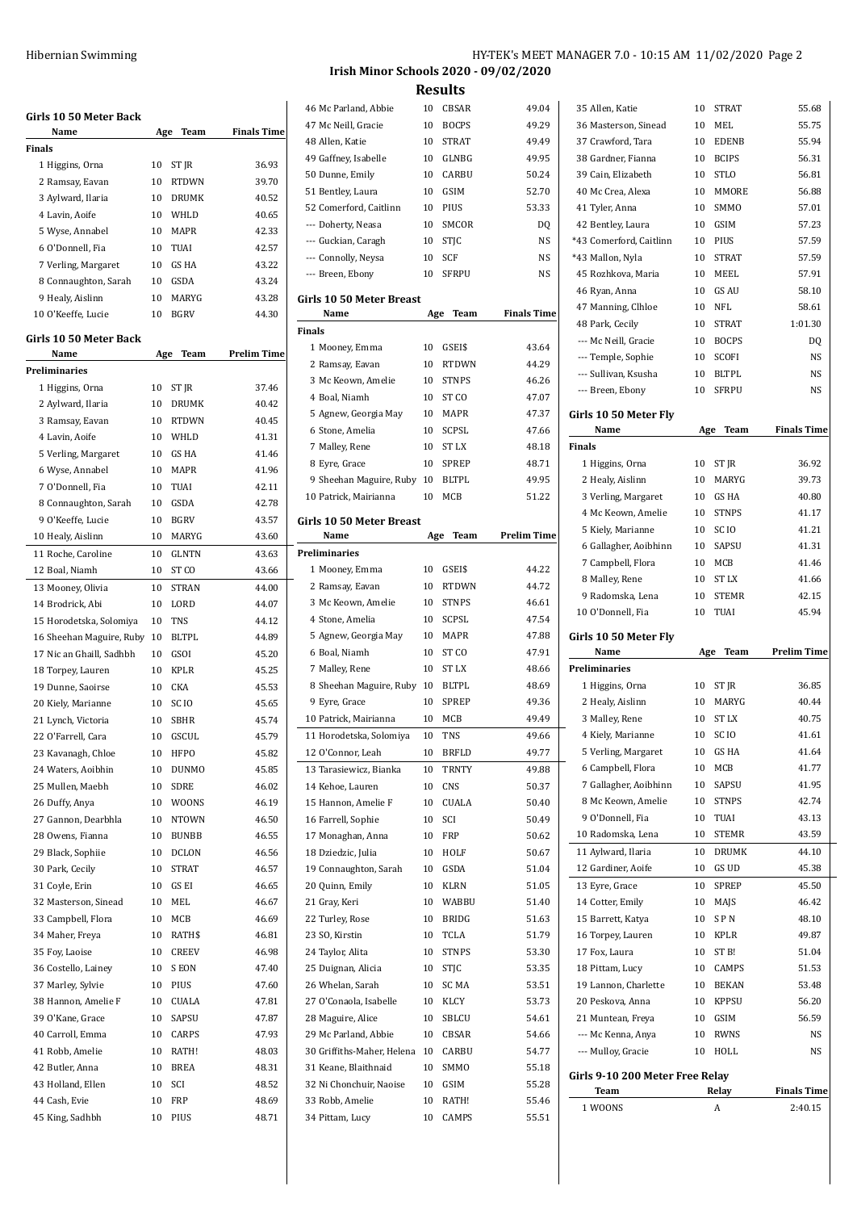# Irish Minor Schools 2020 - 09/02/2020

## Results

### Girls 10 50 Meter Back

| Name | Age | Team | Finals Time |
|---|---|---|---|
| **Finals** | | | |
| 1 Higgins, Orna | 10 | ST JR | 36.93 |
| 2 Ramsay, Eavan | 10 | RTDWN | 39.70 |
| 3 Aylward, Ilaria | 10 | DRUMK | 40.52 |
| 4 Lavin, Aoife | 10 | WHLD | 40.65 |
| 5 Wyse, Annabel | 10 | MAPR | 42.33 |
| 6 O'Donnell, Fia | 10 | TUAI | 42.57 |
| 7 Verling, Margaret | 10 | GS HA | 43.22 |
| 8 Connaughton, Sarah | 10 | GSDA | 43.24 |
| 9 Healy, Aislinn | 10 | MARYG | 43.28 |
| 10 O'Keeffe, Lucie | 10 | BGRV | 44.30 |

### Girls 10 50 Meter Back

| Name | Age | Team | Prelim Time |
|---|---|---|---|
| **Preliminaries** | | | |
| 1 Higgins, Orna | 10 | ST JR | 37.46 |
| 2 Aylward, Ilaria | 10 | DRUMK | 40.42 |
| 3 Ramsay, Eavan | 10 | RTDWN | 40.45 |
| 4 Lavin, Aoife | 10 | WHLD | 41.31 |
| 5 Verling, Margaret | 10 | GS HA | 41.46 |
| 6 Wyse, Annabel | 10 | MAPR | 41.96 |
| 7 O'Donnell, Fia | 10 | TUAI | 42.11 |
| 8 Connaughton, Sarah | 10 | GSDA | 42.78 |
| 9 O'Keeffe, Lucie | 10 | BGRV | 43.57 |
| 10 Healy, Aislinn | 10 | MARYG | 43.60 |
| 11 Roche, Caroline | 10 | GLNTN | 43.63 |
| 12 Boal, Niamh | 10 | ST CO | 43.66 |
| 13 Mooney, Olivia | 10 | STRAN | 44.00 |
| 14 Brodrick, Abi | 10 | LORD | 44.07 |
| 15 Horodetska, Solomiya | 10 | TNS | 44.12 |
| 16 Sheehan Maguire, Ruby | 10 | BLTPL | 44.89 |
| 17 Nic an Ghaill, Sadhbh | 10 | GSOI | 45.20 |
| 18 Torpey, Lauren | 10 | KPLR | 45.25 |
| 19 Dunne, Saoirse | 10 | CKA | 45.53 |
| 20 Kiely, Marianne | 10 | SC IO | 45.65 |
| 21 Lynch, Victoria | 10 | SBHR | 45.74 |
| 22 O'Farrell, Cara | 10 | GSCUL | 45.79 |
| 23 Kavanagh, Chloe | 10 | HFPO | 45.82 |
| 24 Waters, Aoibhin | 10 | DUNMO | 45.85 |
| 25 Mullen, Maebh | 10 | SDRE | 46.02 |
| 26 Duffy, Anya | 10 | WOONS | 46.19 |
| 27 Gannon, Dearbhla | 10 | NTOWN | 46.50 |
| 28 Owens, Fianna | 10 | BUNBB | 46.55 |
| 29 Black, Sophiie | 10 | DCLON | 46.56 |
| 30 Park, Cecily | 10 | STRAT | 46.57 |
| 31 Coyle, Erin | 10 | GS EI | 46.65 |
| 32 Masterson, Sinead | 10 | MEL | 46.67 |
| 33 Campbell, Flora | 10 | MCB | 46.69 |
| 34 Maher, Freya | 10 | RATH$ | 46.81 |
| 35 Foy, Laoise | 10 | CREEV | 46.98 |
| 36 Costello, Lainey | 10 | S EON | 47.40 |
| 37 Marley, Sylvie | 10 | PIUS | 47.60 |
| 38 Hannon, Amelie F | 10 | CUALA | 47.81 |
| 39 O'Kane, Grace | 10 | SAPSU | 47.87 |
| 40 Carroll, Emma | 10 | CARPS | 47.93 |
| 41 Robb, Amelie | 10 | RATH! | 48.03 |
| 42 Butler, Anna | 10 | BREA | 48.31 |
| 43 Holland, Ellen | 10 | SCI | 48.52 |
| 44 Cash, Evie | 10 | FRP | 48.69 |
| 45 King, Sadhbh | 10 | PIUS | 48.71 |
| 46 Mc Parland, Abbie | 10 | CBSAR | 49.04 |
| 47 Mc Neill, Gracie | 10 | BOCPS | 49.29 |
| 48 Allen, Katie | 10 | STRAT | 49.49 |
| 49 Gaffney, Isabelle | 10 | GLNBG | 49.95 |
| 50 Dunne, Emily | 10 | CARBU | 50.24 |
| 51 Bentley, Laura | 10 | GSIM | 52.70 |
| 52 Comerford, Caitlinn | 10 | PIUS | 53.33 |
| --- Doherty, Neasa | 10 | SMCOR | DQ |
| --- Guckian, Caragh | 10 | STJC | NS |
| --- Connolly, Neysa | 10 | SCF | NS |
| --- Breen, Ebony | 10 | SFRPU | NS |

### Girls 10 50 Meter Breast

| Name | Age | Team | Finals Time |
|---|---|---|---|
| **Finals** | | | |
| 1 Mooney, Emma | 10 | GSEI$ | 43.64 |
| 2 Ramsay, Eavan | 10 | RTDWN | 44.29 |
| 3 Mc Keown, Amelie | 10 | STNPS | 46.26 |
| 4 Boal, Niamh | 10 | ST CO | 47.07 |
| 5 Agnew, Georgia May | 10 | MAPR | 47.37 |
| 6 Stone, Amelia | 10 | SCPSL | 47.66 |
| 7 Malley, Rene | 10 | ST LX | 48.18 |
| 8 Eyre, Grace | 10 | SPREP | 48.71 |
| 9 Sheehan Maguire, Ruby | 10 | BLTPL | 49.95 |
| 10 Patrick, Mairianna | 10 | MCB | 51.22 |

### Girls 10 50 Meter Breast

| Name | Age | Team | Prelim Time |
|---|---|---|---|
| **Preliminaries** | | | |
| 1 Mooney, Emma | 10 | GSEI$ | 44.22 |
| 2 Ramsay, Eavan | 10 | RTDWN | 44.72 |
| 3 Mc Keown, Amelie | 10 | STNPS | 46.61 |
| 4 Stone, Amelia | 10 | SCPSL | 47.54 |
| 5 Agnew, Georgia May | 10 | MAPR | 47.88 |
| 6 Boal, Niamh | 10 | ST CO | 47.91 |
| 7 Malley, Rene | 10 | ST LX | 48.66 |
| 8 Sheehan Maguire, Ruby | 10 | BLTPL | 48.69 |
| 9 Eyre, Grace | 10 | SPREP | 49.36 |
| 10 Patrick, Mairianna | 10 | MCB | 49.49 |
| 11 Horodetska, Solomiya | 10 | TNS | 49.66 |
| 12 O'Connor, Leah | 10 | BRFLD | 49.77 |
| 13 Tarasiewicz, Bianka | 10 | TRNTY | 49.88 |
| 14 Kehoe, Lauren | 10 | CNS | 50.37 |
| 15 Hannon, Amelie F | 10 | CUALA | 50.40 |
| 16 Farrell, Sophie | 10 | SCI | 50.49 |
| 17 Monaghan, Anna | 10 | FRP | 50.62 |
| 18 Dziedzic, Julia | 10 | HOLF | 50.67 |
| 19 Connaughton, Sarah | 10 | GSDA | 51.04 |
| 20 Quinn, Emily | 10 | KLRN | 51.05 |
| 21 Gray, Keri | 10 | WABBU | 51.40 |
| 22 Turley, Rose | 10 | BRIDG | 51.63 |
| 23 SO, Kirstin | 10 | TCLA | 51.79 |
| 24 Taylor, Alita | 10 | STNPS | 53.30 |
| 25 Duignan, Alicia | 10 | STJC | 53.35 |
| 26 Whelan, Sarah | 10 | SC MA | 53.51 |
| 27 O'Conaola, Isabelle | 10 | KLCY | 53.73 |
| 28 Maguire, Alice | 10 | SBLCU | 54.61 |
| 29 Mc Parland, Abbie | 10 | CBSAR | 54.66 |
| 30 Griffiths-Maher, Helena | 10 | CARBU | 54.77 |
| 31 Keane, Blaithnaid | 10 | SMMO | 55.18 |
| 32 Ni Chonchuir, Naoise | 10 | GSIM | 55.28 |
| 33 Robb, Amelie | 10 | RATH! | 55.46 |
| 34 Pittam, Lucy | 10 | CAMPS | 55.51 |
| 35 Allen, Katie | 10 | STRAT | 55.68 |
| 36 Masterson, Sinead | 10 | MEL | 55.75 |
| 37 Crawford, Tara | 10 | EDENB | 55.94 |
| 38 Gardner, Fianna | 10 | BCIPS | 56.31 |
| 39 Cain, Elizabeth | 10 | STLO | 56.81 |
| 40 Mc Crea, Alexa | 10 | MMORE | 56.88 |
| 41 Tyler, Anna | 10 | SMMO | 57.01 |
| 42 Bentley, Laura | 10 | GSIM | 57.23 |
| *43 Comerford, Caitlinn | 10 | PIUS | 57.59 |
| *43 Mallon, Nyla | 10 | STRAT | 57.59 |
| 45 Rozhkova, Maria | 10 | MEEL | 57.91 |
| 46 Ryan, Anna | 10 | GS AU | 58.10 |
| 47 Manning, Clhloe | 10 | NFL | 58.61 |
| 48 Park, Cecily | 10 | STRAT | 1:01.30 |
| --- Mc Neill, Gracie | 10 | BOCPS | DQ |
| --- Temple, Sophie | 10 | SCOFI | NS |
| --- Sullivan, Ksusha | 10 | BLTPL | NS |
| --- Breen, Ebony | 10 | SFRPU | NS |

### Girls 10 50 Meter Fly

| Name | Age | Team | Finals Time |
|---|---|---|---|
| **Finals** | | | |
| 1 Higgins, Orna | 10 | ST JR | 36.92 |
| 2 Healy, Aislinn | 10 | MARYG | 39.73 |
| 3 Verling, Margaret | 10 | GS HA | 40.80 |
| 4 Mc Keown, Amelie | 10 | STNPS | 41.17 |
| 5 Kiely, Marianne | 10 | SC IO | 41.21 |
| 6 Gallagher, Aoibhinn | 10 | SAPSU | 41.31 |
| 7 Campbell, Flora | 10 | MCB | 41.46 |
| 8 Malley, Rene | 10 | ST LX | 41.66 |
| 9 Radomska, Lena | 10 | STEMR | 42.15 |
| 10 O'Donnell, Fia | 10 | TUAI | 45.94 |

### Girls 10 50 Meter Fly

| Name | Age | Team | Prelim Time |
|---|---|---|---|
| **Preliminaries** | | | |
| 1 Higgins, Orna | 10 | ST JR | 36.85 |
| 2 Healy, Aislinn | 10 | MARYG | 40.44 |
| 3 Malley, Rene | 10 | ST LX | 40.75 |
| 4 Kiely, Marianne | 10 | SC IO | 41.61 |
| 5 Verling, Margaret | 10 | GS HA | 41.64 |
| 6 Campbell, Flora | 10 | MCB | 41.77 |
| 7 Gallagher, Aoibhinn | 10 | SAPSU | 41.95 |
| 8 Mc Keown, Amelie | 10 | STNPS | 42.74 |
| 9 O'Donnell, Fia | 10 | TUAI | 43.13 |
| 10 Radomska, Lena | 10 | STEMR | 43.59 |
| 11 Aylward, Ilaria | 10 | DRUMK | 44.10 |
| 12 Gardiner, Aoife | 10 | GS UD | 45.38 |
| 13 Eyre, Grace | 10 | SPREP | 45.50 |
| 14 Cotter, Emily | 10 | MAJS | 46.42 |
| 15 Barrett, Katya | 10 | S P N | 48.10 |
| 16 Torpey, Lauren | 10 | KPLR | 49.87 |
| 17 Fox, Laura | 10 | ST B! | 51.04 |
| 18 Pittam, Lucy | 10 | CAMPS | 51.53 |
| 19 Lannon, Charlette | 10 | BEKAN | 53.48 |
| 20 Peskova, Anna | 10 | KPPSU | 56.20 |
| 21 Muntean, Freya | 10 | GSIM | 56.59 |
| --- Mc Kenna, Anya | 10 | RWNS | NS |
| --- Mulloy, Gracie | 10 | HOLL | NS |

### Girls 9-10 200 Meter Free Relay

| Team | Relay | Finals Time |
|---|---|---|
| 1 WOONS | A | 2:40.15 |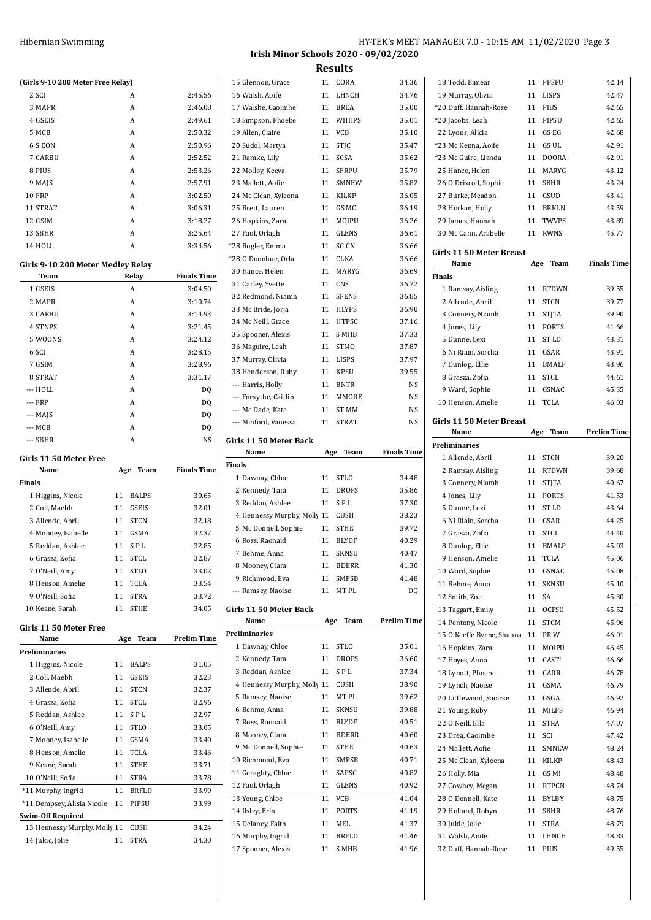# Irish Minor Schools 2020 - 09/02/2020

## Results

### (Girls 9-10 200 Meter Free Relay)

| | | |
|---|---|---|
| 2 SCI | A | 2:45.56 |
| 3 MAPR | A | 2:46.08 |
| 4 GSEI$ | A | 2:49.61 |
| 5 MCB | A | 2:50.32 |
| 6 S EON | A | 2:50.96 |
| 7 CARBU | A | 2:52.52 |
| 8 PIUS | A | 2:53.26 |
| 9 MAJS | A | 2:57.91 |
| 10 FRP | A | 3:02.50 |
| 11 STRAT | A | 3:06.31 |
| 12 GSIM | A | 3:18.27 |
| 13 SBHR | A | 3:25.64 |
| 14 HOLL | A | 3:34.56 |

### Girls 9-10 200 Meter Medley Relay

| Team | Relay | Finals Time |
|---|---|---|
| 1 GSEI$ | A | 3:04.50 |
| 2 MAPR | A | 3:10.74 |
| 3 CARBU | A | 3:14.93 |
| 4 STNPS | A | 3:21.45 |
| 5 WOONS | A | 3:24.12 |
| 6 SCI | A | 3:28.15 |
| 7 GSIM | A | 3:28.96 |
| 8 STRAT | A | 3:31.17 |
| --- HOLL | A | DQ |
| --- FRP | A | DQ |
| --- MAJS | A | DQ |
| --- MCB | A | DQ |
| --- SBHR | A | NS |

### Girls 11 50 Meter Free

| Name | Age | Team | Finals Time |
|---|---|---|---|
| **Finals** | | | |
| 1 Higgins, Nicole | 11 | BALPS | 30.65 |
| 2 Coll, Maebh | 11 | GSEI$ | 32.01 |
| 3 Allende, Abril | 11 | STCN | 32.18 |
| 4 Mooney, Isabelle | 11 | GSMA | 32.37 |
| 5 Reddan, Ashlee | 11 | S P L | 32.85 |
| 6 Grasza, Zofia | 11 | STCL | 32.87 |
| 7 O'Neill, Amy | 11 | STLO | 33.02 |
| 8 Henson, Amelie | 11 | TCLA | 33.54 |
| 9 O'Neill, Sofia | 11 | STRA | 33.72 |
| 10 Keane, Sarah | 11 | STHE | 34.05 |

### Girls 11 50 Meter Free

| Name | Age | Team | Prelim Time |
|---|---|---|---|
| **Preliminaries** | | | |
| 1 Higgins, Nicole | 11 | BALPS | 31.05 |
| 2 Coll, Maebh | 11 | GSEI$ | 32.23 |
| 3 Allende, Abril | 11 | STCN | 32.37 |
| 4 Grasza, Zofia | 11 | STCL | 32.96 |
| 5 Reddan, Ashlee | 11 | S P L | 32.97 |
| 6 O'Neill, Amy | 11 | STLO | 33.05 |
| 7 Mooney, Isabelle | 11 | GSMA | 33.40 |
| 8 Henson, Amelie | 11 | TCLA | 33.46 |
| 9 Keane, Sarah | 11 | STHE | 33.71 |
| 10 O'Neill, Sofia | 11 | STRA | 33.78 |
| *11 Murphy, Ingrid | 11 | BRFLD | 33.99 |
| *11 Dempsey, Alisia Nicole | 11 | PIPSU | 33.99 |
| **Swim-Off Required** | | | |
| 13 Hennessy Murphy, Molly | 11 | CUSH | 34.24 |
| 14 Jukic, Jolie | 11 | STRA | 34.30 |
| 15 Glennon, Grace | 11 | CORA | 34.36 |
| 16 Walsh, Aoife | 11 | LHNCH | 34.76 |
| 17 Walshe, Caoimhe | 11 | BREA | 35.00 |
| 18 Simpson, Phoebe | 11 | WHHPS | 35.01 |
| 19 Allen, Claire | 11 | VCB | 35.10 |
| 20 Sudol, Martya | 11 | STJC | 35.47 |
| 21 Ramke, Lily | 11 | SCSA | 35.62 |
| 22 Molloy, Keeva | 11 | SFRPU | 35.79 |
| 23 Mallett, Aofie | 11 | SMNEW | 35.82 |
| 24 Mc Clean, Xyleena | 11 | KILKP | 36.05 |
| 25 Brett, Lauren | 11 | GS MC | 36.19 |
| 26 Hopkins, Zara | 11 | MOIPU | 36.26 |
| 27 Faul, Orlagh | 11 | GLENS | 36.61 |
| *28 Bugler, Emma | 11 | SC CN | 36.66 |
| *28 O'Donohue, Orla | 11 | CLKA | 36.66 |
| 30 Hance, Helen | 11 | MARYG | 36.69 |
| 31 Carley, Yvette | 11 | CNS | 36.72 |
| 32 Redmond, Niamh | 11 | SFENS | 36.85 |
| 33 Mc Bride, Jorja | 11 | HLYPS | 36.90 |
| 34 Mc Neill, Grace | 11 | HTPSC | 37.16 |
| 35 Spooner, Alexis | 11 | S MHB | 37.33 |
| 36 Maguire, Leah | 11 | STMO | 37.87 |
| 37 Murray, Olivia | 11 | LISPS | 37.97 |
| 38 Henderson, Ruby | 11 | KPSU | 39.55 |
| --- Harris, Holly | 11 | BNTR | NS |
| --- Forsythe, Caitlin | 11 | MMORE | NS |
| --- Mc Dade, Kate | 11 | ST MM | NS |
| --- Minford, Vanessa | 11 | STRAT | NS |

### Girls 11 50 Meter Back

| Name | Age | Team | Finals Time |
|---|---|---|---|
| **Finals** | | | |
| 1 Dawnay, Chloe | 11 | STLO | 34.48 |
| 2 Kennedy, Tara | 11 | DROPS | 35.86 |
| 3 Reddan, Ashlee | 11 | S P L | 37.30 |
| 4 Hennessy Murphy, Molly | 11 | CUSH | 38.23 |
| 5 Mc Donnell, Sophie | 11 | STHE | 39.72 |
| 6 Ross, Raonaid | 11 | BLYDF | 40.29 |
| 7 Behme, Anna | 11 | SKNSU | 40.47 |
| 8 Mooney, Ciara | 11 | BDERR | 41.30 |
| 9 Richmond, Eva | 11 | SMPSB | 41.48 |
| --- Ramsey, Naoise | 11 | MT PL | DQ |

### Girls 11 50 Meter Back

| Name | Age | Team | Prelim Time |
|---|---|---|---|
| **Preliminaries** | | | |
| 1 Dawnay, Chloe | 11 | STLO | 35.01 |
| 2 Kennedy, Tara | 11 | DROPS | 36.60 |
| 3 Reddan, Ashlee | 11 | S P L | 37.34 |
| 4 Hennessy Murphy, Molly | 11 | CUSH | 38.90 |
| 5 Ramsey, Naoise | 11 | MT PL | 39.62 |
| 6 Behme, Anna | 11 | SKNSU | 39.88 |
| 7 Ross, Raonaid | 11 | BLYDF | 40.51 |
| 8 Mooney, Ciara | 11 | BDERR | 40.60 |
| 9 Mc Donnell, Sophie | 11 | STHE | 40.63 |
| 10 Richmond, Eva | 11 | SMPSB | 40.71 |
| 11 Geraghty, Chloe | 11 | SAPSC | 40.82 |
| 12 Faul, Orlagh | 11 | GLENS | 40.92 |
| 13 Young, Chloe | 11 | VCB | 41.04 |
| 14 Ilsley, Erin | 11 | PORTS | 41.19 |
| 15 Delaney, Faith | 11 | MEL | 41.37 |
| 16 Murphy, Ingrid | 11 | BRFLD | 41.46 |
| 17 Spooner, Alexis | 11 | S MHB | 41.96 |
| 18 Todd, Eimear | 11 | PPSPU | 42.14 |
| 19 Murray, Olivia | 11 | LISPS | 42.47 |
| *20 Duff, Hannah-Rose | 11 | PIUS | 42.65 |
| *20 Jacobs, Leah | 11 | PIPSU | 42.65 |
| 22 Lyons, Alicia | 11 | GS EG | 42.68 |
| *23 Mc Kenna, Aoife | 11 | GS UL | 42.91 |
| *23 Mc Guire, Lianda | 11 | DOORA | 42.91 |
| 25 Hance, Helen | 11 | MARYG | 43.12 |
| 26 O'Driscoll, Sophie | 11 | SBHR | 43.24 |
| 27 Burke, Meadbh | 11 | GSUD | 43.41 |
| 28 Horkan, Holly | 11 | BRKLN | 43.59 |
| 29 James, Hannah | 11 | TWVPS | 43.89 |
| 30 Mc Cann, Arabelle | 11 | RWNS | 45.77 |

### Girls 11 50 Meter Breast

| Name | Age | Team | Finals Time |
|---|---|---|---|
| **Finals** | | | |
| 1 Ramsay, Aisling | 11 | RTDWN | 39.55 |
| 2 Allende, Abril | 11 | STCN | 39.77 |
| 3 Connery, Niamh | 11 | STJTA | 39.90 |
| 4 Jones, Lily | 11 | PORTS | 41.66 |
| 5 Dunne, Lexi | 11 | ST LD | 43.31 |
| 6 Ni Riain, Sorcha | 11 | GSAR | 43.91 |
| 7 Dunlop, Ellie | 11 | BMALP | 43.96 |
| 8 Grasza, Zofia | 11 | STCL | 44.61 |
| 9 Ward, Sophie | 11 | GSNAC | 45.35 |
| 10 Henson, Amelie | 11 | TCLA | 46.03 |

### Girls 11 50 Meter Breast

| Name | Age | Team | Prelim Time |
|---|---|---|---|
| **Preliminaries** | | | |
| 1 Allende, Abril | 11 | STCN | 39.20 |
| 2 Ramsay, Aisling | 11 | RTDWN | 39.68 |
| 3 Connery, Niamh | 11 | STJTA | 40.67 |
| 4 Jones, Lily | 11 | PORTS | 41.53 |
| 5 Dunne, Lexi | 11 | ST LD | 43.64 |
| 6 Ni Riain, Sorcha | 11 | GSAR | 44.25 |
| 7 Grasza, Zofia | 11 | STCL | 44.40 |
| 8 Dunlop, Ellie | 11 | BMALP | 45.03 |
| 9 Henson, Amelie | 11 | TCLA | 45.06 |
| 10 Ward, Sophie | 11 | GSNAC | 45.08 |
| 11 Behme, Anna | 11 | SKNSU | 45.10 |
| 12 Smith, Zoe | 11 | SA | 45.30 |
| 13 Taggart, Emily | 11 | OCPSU | 45.52 |
| 14 Pentony, Nicole | 11 | STCM | 45.96 |
| 15 O'Keeffe Byrne, Shauna | 11 | PR W | 46.01 |
| 16 Hopkins, Zara | 11 | MOIPU | 46.45 |
| 17 Hayes, Anna | 11 | CAST! | 46.66 |
| 18 Lynott, Phoebe | 11 | CARR | 46.78 |
| 19 Lynch, Naoise | 11 | GSMA | 46.79 |
| 20 Littlewood, Saoirse | 11 | GSGA | 46.92 |
| 21 Young, Ruby | 11 | MILPS | 46.94 |
| 22 O'Neill, Ella | 11 | STRA | 47.07 |
| 23 Drea, Caoimhe | 11 | SCI | 47.42 |
| 24 Mallett, Aofie | 11 | SMNEW | 48.24 |
| 25 Mc Clean, Xyleena | 11 | KILKP | 48.43 |
| 26 Holly, Mia | 11 | GS M! | 48.48 |
| 27 Cowhey, Megan | 11 | RTPCN | 48.74 |
| 28 O'Donnell, Kate | 11 | BYLBY | 48.75 |
| 29 Holland, Robyn | 11 | SBHR | 48.76 |
| 30 Jukic, Jolie | 11 | STRA | 48.79 |
| 31 Walsh, Aoife | 11 | LHNCH | 48.83 |
| 32 Duff, Hannah-Rose | 11 | PIUS | 49.55 |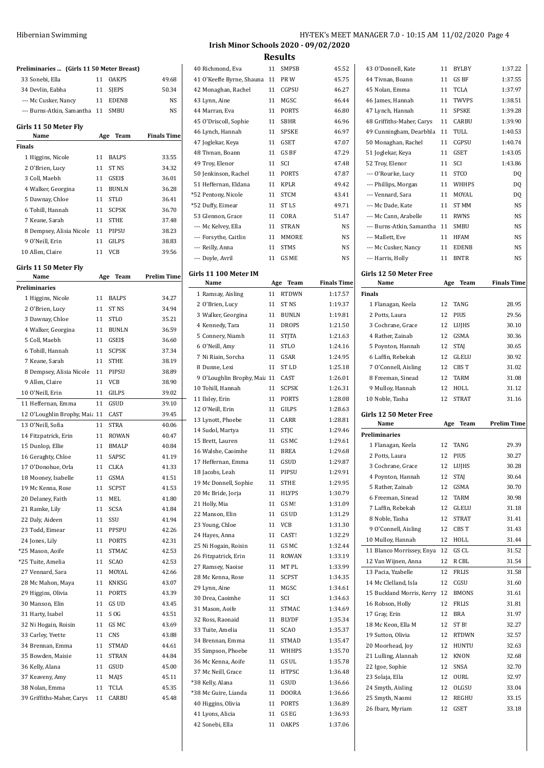# Irish Minor Schools 2020 - 09/02/2020

## Results

### Preliminaries ... (Girls 11 50 Meter Breast)

| Name | Age | Team | Prelim Time |
|---|---|---|---|
| 33 Sonebi, Ella | 11 | OAKPS | 49.68 |
| 34 Devlin, Eabha | 11 | SJEPS | 50.34 |
| --- Mc Cusker, Nancy | 11 | EDENB | NS |
| --- Burns-Atkin, Samantha | 11 | SMBU | NS |

### Girls 11 50 Meter Fly

| Name | Age | Team | Finals Time |
|---|---|---|---|
| **Finals** | | | |
| 1 Higgins, Nicole | 11 | BALPS | 33.55 |
| 2 O'Brien, Lucy | 11 | ST NS | 34.32 |
| 3 Coll, Maebh | 11 | GSEI$ | 36.01 |
| 4 Walker, Georgina | 11 | BUNLN | 36.28 |
| 5 Dawnay, Chloe | 11 | STLO | 36.41 |
| 6 Tohill, Hannah | 11 | SCPSK | 36.70 |
| 7 Keane, Sarah | 11 | STHE | 37.48 |
| 8 Dempsey, Alisia Nicole | 11 | PIPSU | 38.23 |
| 9 O'Neill, Erin | 11 | GILPS | 38.83 |
| 10 Allen, Claire | 11 | VCB | 39.56 |

### Girls 11 50 Meter Fly

| Name | Age | Team | Prelim Time |
|---|---|---|---|
| **Preliminaries** | | | |
| 1 Higgins, Nicole | 11 | BALPS | 34.27 |
| 2 O'Brien, Lucy | 11 | ST NS | 34.94 |
| 3 Dawnay, Chloe | 11 | STLO | 35.21 |
| 4 Walker, Georgina | 11 | BUNLN | 36.59 |
| 5 Coll, Maebh | 11 | GSEI$ | 36.60 |
| 6 Tohill, Hannah | 11 | SCPSK | 37.34 |
| 7 Keane, Sarah | 11 | STHE | 38.19 |
| 8 Dempsey, Alisia Nicole | 11 | PIPSU | 38.89 |
| 9 Allen, Claire | 11 | VCB | 38.90 |
| 10 O'Neill, Erin | 11 | GILPS | 39.02 |
| 11 Heffernan, Emma | 11 | GSUD | 39.10 |
| 12 O'Loughlin Brophy, Maia | 11 | CAST | 39.45 |
| 13 O'Neill, Sofia | 11 | STRA | 40.06 |
| 14 Fitzpatrick, Erin | 11 | ROWAN | 40.47 |
| 15 Dunlop, Ellie | 11 | BMALP | 40.84 |
| 16 Geraghty, Chloe | 11 | SAPSC | 41.19 |
| 17 O'Donohue, Orla | 11 | CLKA | 41.33 |
| 18 Mooney, Isabelle | 11 | GSMA | 41.51 |
| 19 Mc Kenna, Rose | 11 | SCPST | 41.53 |
| 20 Delaney, Faith | 11 | MEL | 41.80 |
| 21 Ramke, Lily | 11 | SCSA | 41.84 |
| 22 Daly, Aideen | 11 | SSU | 41.94 |
| 23 Todd, Eimear | 11 | PPSPU | 42.26 |
| 24 Jones, Lily | 11 | PORTS | 42.31 |
| *25 Mason, Aoife | 11 | STMAC | 42.53 |
| *25 Tuite, Amelia | 11 | SCAO | 42.53 |
| 27 Vennard, Sara | 11 | MOYAL | 42.66 |
| 28 Mc Mahon, Maya | 11 | KNKSG | 43.07 |
| 29 Higgins, Olivia | 11 | PORTS | 43.39 |
| 30 Manson, Elin | 11 | GS UD | 43.45 |
| 31 Harty, Isabel | 11 | S OG | 43.51 |
| 32 Ni Hogain, Roisin | 11 | GS MC | 43.69 |
| 33 Carley, Yvette | 11 | CNS | 43.88 |
| 34 Brennan, Emma | 11 | STMAD | 44.61 |
| 35 Bowden, Maisie | 11 | STRAN | 44.84 |
| 36 Kelly, Alana | 11 | GSUD | 45.00 |
| 37 Keaveny, Amy | 11 | MAJS | 45.11 |
| 38 Nolan, Emma | 11 | TCLA | 45.35 |
| 39 Griffiths-Maher, Carys | 11 | CARBU | 45.48 |
| 40 Richmond, Eva | 11 | SMPSB | 45.52 |
| 41 O'Keeffe Byrne, Shauna | 11 | PR W | 45.75 |
| 42 Monaghan, Rachel | 11 | CGPSU | 46.27 |
| 43 Lynn, Aine | 11 | MGSC | 46.44 |
| 44 Marran, Eva | 11 | PORTS | 46.80 |
| 45 O'Driscoll, Sophie | 11 | SBHR | 46.96 |
| 46 Lynch, Hannah | 11 | SPSKE | 46.97 |
| 47 Joglekar, Keya | 11 | GSET | 47.07 |
| 48 Tivnan, Boann | 11 | GS BF | 47.29 |
| 49 Troy, Elenor | 11 | SCI | 47.48 |
| 50 Jenkinson, Rachel | 11 | PORTS | 47.87 |
| 51 Heffernan, Eldana | 11 | KPLR | 49.42 |
| *52 Pentony, Nicole | 11 | STCM | 43.41 |
| *52 Duffy, Eimear | 11 | ST LS | 49.71 |
| 53 Glennon, Grace | 11 | CORA | 51.47 |
| --- Mc Kelvey, Ella | 11 | STRAN | NS |
| --- Forsythe, Caitlin | 11 | MMORE | NS |
| --- Reilly, Anna | 11 | STMS | NS |
| --- Doyle, Avril | 11 | GS ME | NS |

### Girls 11 100 Meter IM

| Name | Age | Team | Finals Time |
|---|---|---|---|
| 1 Ramsay, Aisling | 11 | RTDWN | 1:17.57 |
| 2 O'Brien, Lucy | 11 | ST NS | 1:19.37 |
| 3 Walker, Georgina | 11 | BUNLN | 1:19.81 |
| 4 Kennedy, Tara | 11 | DROPS | 1:21.50 |
| 5 Connery, Niamh | 11 | STJTA | 1:21.63 |
| 6 O'Neill, Amy | 11 | STLO | 1:24.16 |
| 7 Ni Riain, Sorcha | 11 | GSAR | 1:24.95 |
| 8 Dunne, Lexi | 11 | ST LD | 1:25.18 |
| 9 O'Loughlin Brophy, Maia | 11 | CAST | 1:26.01 |
| 10 Tohill, Hannah | 11 | SCPSK | 1:26.31 |
| 11 Ilsley, Erin | 11 | PORTS | 1:28.08 |
| 12 O'Neill, Erin | 11 | GILPS | 1:28.63 |
| 13 Lynott, Phoebe | 11 | CARR | 1:28.81 |
| 14 Sudol, Martya | 11 | STJC | 1:29.46 |
| 15 Brett, Lauren | 11 | GS MC | 1:29.61 |
| 16 Walshe, Caoimhe | 11 | BREA | 1:29.68 |
| 17 Heffernan, Emma | 11 | GSUD | 1:29.87 |
| 18 Jacobs, Leah | 11 | PIPSU | 1:29.91 |
| 19 Mc Donnell, Sophie | 11 | STHE | 1:29.95 |
| 20 Mc Bride, Jorja | 11 | HLYPS | 1:30.79 |
| 21 Holly, Mia | 11 | GS M! | 1:31.09 |
| 22 Manson, Elin | 11 | GS UD | 1:31.29 |
| 23 Young, Chloe | 11 | VCB | 1:31.30 |
| 24 Hayes, Anna | 11 | CAST! | 1:32.29 |
| 25 Ni Hogain, Roisin | 11 | GS MC | 1:32.44 |
| 26 Fitzpatrick, Erin | 11 | ROWAN | 1:33.19 |
| 27 Ramsey, Naoise | 11 | MT PL | 1:33.99 |
| 28 Mc Kenna, Rose | 11 | SCPST | 1:34.35 |
| 29 Lynn, Aine | 11 | MGSC | 1:34.61 |
| 30 Drea, Caoimhe | 11 | SCI | 1:34.63 |
| 31 Mason, Aoife | 11 | STMAC | 1:34.69 |
| 32 Ross, Raonaid | 11 | BLYDF | 1:35.34 |
| 33 Tuite, Amelia | 11 | SCAO | 1:35.37 |
| 34 Brennan, Emma | 11 | STMAD | 1:35.47 |
| 35 Simpson, Phoebe | 11 | WHHPS | 1:35.70 |
| 36 Mc Kenna, Aoife | 11 | GS UL | 1:35.78 |
| 37 Mc Neill, Grace | 11 | HTPSC | 1:36.48 |
| *38 Kelly, Alana | 11 | GSUD | 1:36.66 |
| *38 Mc Guire, Lianda | 11 | DOORA | 1:36.66 |
| 40 Higgins, Olivia | 11 | PORTS | 1:36.89 |
| 41 Lyons, Alicia | 11 | GS EG | 1:36.93 |
| 42 Sonebi, Ella | 11 | OAKPS | 1:37.06 |
| 43 O'Donnell, Kate | 11 | BYLBY | 1:37.22 |
| 44 Tivnan, Boann | 11 | GS BF | 1:37.55 |
| 45 Nolan, Emma | 11 | TCLA | 1:37.97 |
| 46 James, Hannah | 11 | TWVPS | 1:38.51 |
| 47 Lynch, Hannah | 11 | SPSKE | 1:39.28 |
| 48 Griffiths-Maher, Carys | 11 | CARBU | 1:39.90 |
| 49 Cunningham, Dearbhla | 11 | TULL | 1:40.53 |
| 50 Monaghan, Rachel | 11 | CGPSU | 1:40.74 |
| 51 Joglekar, Keya | 11 | GSET | 1:43.05 |
| 52 Troy, Elenor | 11 | SCI | 1:43.86 |
| --- O'Rourke, Lucy | 11 | STCO | DQ |
| --- Phillips, Morgan | 11 | WHHPS | DQ |
| --- Vennard, Sara | 11 | MOYAL | DQ |
| --- Mc Dade, Kate | 11 | ST MM | NS |
| --- Mc Cann, Arabelle | 11 | RWNS | NS |
| --- Burns-Atkin, Samantha | 11 | SMBU | NS |
| --- Mallett, Eve | 11 | HFAM | NS |
| --- Mc Cusker, Nancy | 11 | EDENB | NS |
| --- Harris, Holly | 11 | BNTR | NS |

### Girls 12 50 Meter Free

| Name | Age | Team | Finals Time |
|---|---|---|---|
| **Finals** | | | |
| 1 Flanagan, Keela | 12 | TANG | 28.95 |
| 2 Potts, Laura | 12 | PIUS | 29.56 |
| 3 Cochrane, Grace | 12 | LUJHS | 30.10 |
| 4 Rather, Zainab | 12 | GSMA | 30.36 |
| 5 Poynton, Hannah | 12 | STAJ | 30.65 |
| 6 Laffin, Rebekah | 12 | GLELU | 30.92 |
| 7 O'Connell, Aisling | 12 | CBS T | 31.02 |
| 8 Freeman, Sinead | 12 | TARM | 31.08 |
| 9 Mulloy, Hannah | 12 | HOLL | 31.12 |
| 10 Noble, Tasha | 12 | STRAT | 31.16 |

### Girls 12 50 Meter Free

| Name | Age | Team | Prelim Time |
|---|---|---|---|
| **Preliminaries** | | | |
| 1 Flanagan, Keela | 12 | TANG | 29.39 |
| 2 Potts, Laura | 12 | PIUS | 30.27 |
| 3 Cochrane, Grace | 12 | LUJHS | 30.28 |
| 4 Poynton, Hannah | 12 | STAJ | 30.64 |
| 5 Rather, Zainab | 12 | GSMA | 30.70 |
| 6 Freeman, Sinead | 12 | TARM | 30.98 |
| 7 Laffin, Rebekah | 12 | GLELU | 31.18 |
| 8 Noble, Tasha | 12 | STRAT | 31.41 |
| 9 O'Connell, Aisling | 12 | CBS T | 31.43 |
| 10 Mulloy, Hannah | 12 | HOLL | 31.44 |
| 11 Blanco Morrissey, Enya | 12 | GS CL | 31.52 |
| 12 Van Wijnen, Anna | 12 | R CBL | 31.54 |
| 13 Pacia, Yzabelle | 12 | FRLIS | 31.58 |
| 14 Mc Clelland, Isla | 12 | CGSU | 31.60 |
| 15 Buckland Morris, Kerry | 12 | BMONS | 31.61 |
| 16 Robson, Holly | 12 | FRLIS | 31.81 |
| 17 Gray, Erin | 12 | BRA | 31.97 |
| 18 Mc Keon, Ella M | 12 | ST B! | 32.27 |
| 19 Sutton, Olivia | 12 | RTDWN | 32.57 |
| 20 Moorhead, Joy | 12 | HUNTU | 32.63 |
| 21 Lulling, Alannah | 12 | KNON | 32.68 |
| 22 Igoe, Sophie | 12 | SNSA | 32.70 |
| 23 Solaja, Ella | 12 | OURL | 32.97 |
| 24 Smyth, Aisling | 12 | OLGSU | 33.04 |
| 25 Smyth, Naomi | 12 | REGHU | 33.15 |
| 26 Ibarz, Myriam | 12 | GSET | 33.18 |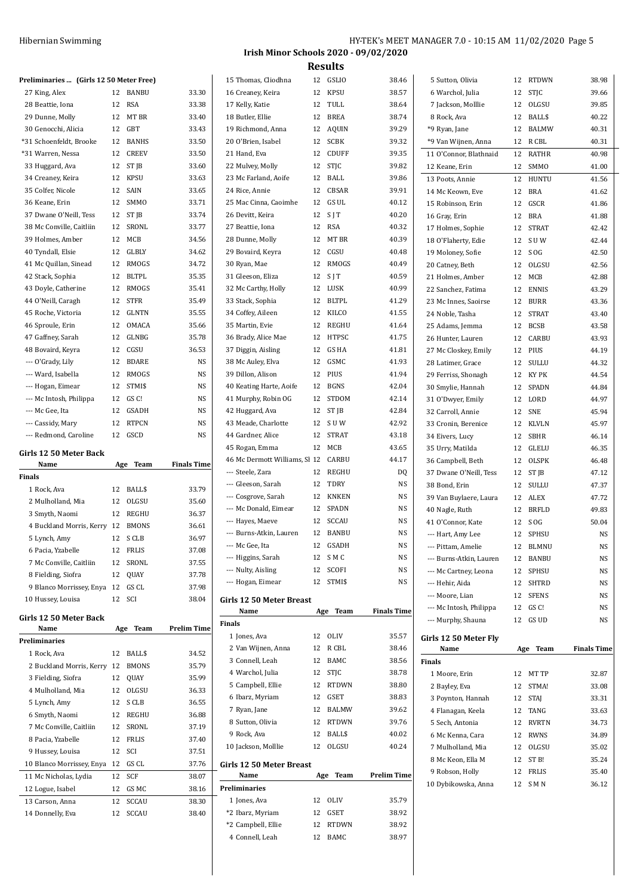**Irish Minor Schools 2020 - 09/02/2020**

**Results**

**Preliminaries ... (Girls 12 50 Meter Free)**

| Name | Age | Team | Prelim Time |
|---|---|---|---|
| 27 King, Alex | 12 | BANBU | 33.30 |
| 28 Beattie, Iona | 12 | RSA | 33.38 |
| 29 Dunne, Molly | 12 | MT BR | 33.40 |
| 30 Genocchi, Alicia | 12 | GBT | 33.43 |
| *31 Schoenfeldt, Brooke | 12 | BANHS | 33.50 |
| *31 Warren, Nessa | 12 | CREEV | 33.50 |
| 33 Huggard, Ava | 12 | ST JB | 33.60 |
| 34 Creaney, Keira | 12 | KPSU | 33.63 |
| 35 Colfer, Nicole | 12 | SAIN | 33.65 |
| 36 Keane, Erin | 12 | SMMO | 33.71 |
| 37 Dwane O'Neill, Tess | 12 | ST JB | 33.74 |
| 38 Mc Conville, Caitliin | 12 | SRONL | 33.77 |
| 39 Holmes, Amber | 12 | MCB | 34.56 |
| 40 Tyndall, Elsie | 12 | GLBLY | 34.62 |
| 41 Mc Quillan, Sinead | 12 | RMOGS | 34.72 |
| 42 Stack, Sophia | 12 | BLTPL | 35.35 |
| 43 Doyle, Catherine | 12 | RMOGS | 35.41 |
| 44 O'Neill, Caragh | 12 | STFR | 35.49 |
| 45 Roche, Victoria | 12 | GLNTN | 35.55 |
| 46 Sproule, Erin | 12 | OMACA | 35.66 |
| 47 Gaffney, Sarah | 12 | GLNBG | 35.78 |
| 48 Bovaird, Keyra | 12 | CGSU | 36.53 |
| --- O'Grady, Lily | 12 | BDARE | NS |
| --- Ward, Isabella | 12 | RMOGS | NS |
| --- Hogan, Eimear | 12 | STMI$ | NS |
| --- Mc Intosh, Philippa | 12 | GS C! | NS |
| --- Mc Gee, Ita | 12 | GSADH | NS |
| --- Cassidy, Mary | 12 | RTPCN | NS |
| --- Redmond, Caroline | 12 | GSCD | NS |

**Girls 12 50 Meter Back**

| Name | Age | Team | Finals Time |
|---|---|---|---|
| **Finals** | | | |
| 1 Rock, Ava | 12 | BALL$ | 33.79 |
| 2 Mulholland, Mia | 12 | OLGSU | 35.60 |
| 3 Smyth, Naomi | 12 | REGHU | 36.37 |
| 4 Buckland Morris, Kerry | 12 | BMONS | 36.61 |
| 5 Lynch, Amy | 12 | S CLB | 36.97 |
| 6 Pacia, Yzabelle | 12 | FRLIS | 37.08 |
| 7 Mc Conville, Caitliin | 12 | SRONL | 37.55 |
| 8 Fielding, Siofra | 12 | QUAY | 37.78 |
| 9 Blanco Morrissey, Enya | 12 | GS CL | 37.98 |
| 10 Hussey, Louisa | 12 | SCI | 38.04 |

**Girls 12 50 Meter Back**

| Name | Age | Team | Prelim Time |
|---|---|---|---|
| **Preliminaries** | | | |
| 1 Rock, Ava | 12 | BALL$ | 34.52 |
| 2 Buckland Morris, Kerry | 12 | BMONS | 35.79 |
| 3 Fielding, Siofra | 12 | QUAY | 35.99 |
| 4 Mulholland, Mia | 12 | OLGSU | 36.33 |
| 5 Lynch, Amy | 12 | S CLB | 36.55 |
| 6 Smyth, Naomi | 12 | REGHU | 36.88 |
| 7 Mc Conville, Caitliin | 12 | SRONL | 37.19 |
| 8 Pacia, Yzabelle | 12 | FRLIS | 37.40 |
| 9 Hussey, Louisa | 12 | SCI | 37.51 |
| 10 Blanco Morrissey, Enya | 12 | GS CL | 37.76 |
| 11 Mc Nicholas, Lydia | 12 | SCF | 38.07 |
| 12 Logue, Isabel | 12 | GS MC | 38.16 |
| 13 Carson, Anna | 12 | SCCAU | 38.30 |
| 14 Donnelly, Eva | 12 | SCCAU | 38.40 |
| 15 Thomas, Cliodhna | 12 | GSLIO | 38.46 |
| 16 Creaney, Keira | 12 | KPSU | 38.57 |
| 17 Kelly, Katie | 12 | TULL | 38.64 |
| 18 Butler, Ellie | 12 | BREA | 38.74 |
| 19 Richmond, Anna | 12 | AQUIN | 39.29 |
| 20 O'Brien, Isabel | 12 | SCBK | 39.32 |
| 21 Hand, Eva | 12 | CDUFF | 39.35 |
| 22 Mulvey, Molly | 12 | STJC | 39.82 |
| 23 Mc Farland, Aoife | 12 | BALL | 39.86 |
| 24 Rice, Annie | 12 | CBSAR | 39.91 |
| 25 Mac Cinna, Caoimhe | 12 | GS UL | 40.12 |
| 26 Devitt, Keira | 12 | S J T | 40.20 |
| 27 Beattie, Iona | 12 | RSA | 40.32 |
| 28 Dunne, Molly | 12 | MT BR | 40.39 |
| 29 Bovaird, Keyra | 12 | CGSU | 40.48 |
| 30 Ryan, Mae | 12 | RMOGS | 40.49 |
| 31 Gleeson, Eliza | 12 | S J T | 40.59 |
| 32 Mc Carthy, Holly | 12 | LUSK | 40.99 |
| 33 Stack, Sophia | 12 | BLTPL | 41.29 |
| 34 Coffey, Aileen | 12 | KILCO | 41.55 |
| 35 Martin, Evie | 12 | REGHU | 41.64 |
| 36 Brady, Alice Mae | 12 | HTPSC | 41.75 |
| 37 Diggin, Aisling | 12 | GS HA | 41.81 |
| 38 Mc Auley, Elva | 12 | GSMC | 41.93 |
| 39 Dillon, Alison | 12 | PIUS | 41.94 |
| 40 Keating Harte, Aoife | 12 | BGNS | 42.04 |
| 41 Murphy, Robin OG | 12 | STDOM | 42.14 |
| 42 Huggard, Ava | 12 | ST JB | 42.84 |
| 43 Meade, Charlotte | 12 | S U W | 42.92 |
| 44 Gardner, Alice | 12 | STRAT | 43.18 |
| 45 Rogan, Emma | 12 | MCB | 43.65 |
| 46 Mc Dermott Williams, Sl | 12 | CARBU | 44.17 |
| --- Steele, Zara | 12 | REGHU | DQ |
| --- Gleeson, Sarah | 12 | TDRY | NS |
| --- Cosgrove, Sarah | 12 | KNKEN | NS |
| --- Mc Donald, Eimear | 12 | SPADN | NS |
| --- Hayes, Maeve | 12 | SCCAU | NS |
| --- Burns-Atkin, Lauren | 12 | BANBU | NS |
| --- Mc Gee, Ita | 12 | GSADH | NS |
| --- Higgins, Sarah | 12 | S M C | NS |
| --- Nulty, Aisling | 12 | SCOFI | NS |
| --- Hogan, Eimear | 12 | STMI$ | NS |

**Girls 12 50 Meter Breast**

| Name | Age | Team | Finals Time |
|---|---|---|---|
| **Finals** | | | |
| 1 Jones, Ava | 12 | OLIV | 35.57 |
| 2 Van Wijnen, Anna | 12 | R CBL | 38.46 |
| 3 Connell, Leah | 12 | BAMC | 38.56 |
| 4 Warchol, Julia | 12 | STJC | 38.78 |
| 5 Campbell, Ellie | 12 | RTDWN | 38.80 |
| 6 Ibarz, Myriam | 12 | GSET | 38.83 |
| 7 Ryan, Jane | 12 | BALMW | 39.62 |
| 8 Sutton, Olivia | 12 | RTDWN | 39.76 |
| 9 Rock, Ava | 12 | BALL$ | 40.02 |
| 10 Jackson, Molllie | 12 | OLGSU | 40.24 |

**Girls 12 50 Meter Breast**

| Name | Age | Team | Prelim Time |
|---|---|---|---|
| **Preliminaries** | | | |
| 1 Jones, Ava | 12 | OLIV | 35.79 |
| *2 Ibarz, Myriam | 12 | GSET | 38.92 |
| *2 Campbell, Ellie | 12 | RTDWN | 38.92 |
| 4 Connell, Leah | 12 | BAMC | 38.97 |
| 5 Sutton, Olivia | 12 | RTDWN | 38.98 |
| 6 Warchol, Julia | 12 | STJC | 39.66 |
| 7 Jackson, Molllie | 12 | OLGSU | 39.85 |
| 8 Rock, Ava | 12 | BALL$ | 40.22 |
| *9 Ryan, Jane | 12 | BALMW | 40.31 |
| *9 Van Wijnen, Anna | 12 | R CBL | 40.31 |
| 11 O'Connor, Blathnaid | 12 | RATHR | 40.98 |
| 12 Keane, Erin | 12 | SMMO | 41.00 |
| 13 Poots, Annie | 12 | HUNTU | 41.56 |
| 14 Mc Keown, Eve | 12 | BRA | 41.62 |
| 15 Robinson, Erin | 12 | GSCR | 41.86 |
| 16 Gray, Erin | 12 | BRA | 41.88 |
| 17 Holmes, Sophie | 12 | STRAT | 42.42 |
| 18 O'Flaherty, Edie | 12 | S U W | 42.44 |
| 19 Moloney, Sofie | 12 | S OG | 42.50 |
| 20 Catney, Beth | 12 | OLGSU | 42.56 |
| 21 Holmes, Amber | 12 | MCB | 42.88 |
| 22 Sanchez, Fatima | 12 | ENNIS | 43.29 |
| 23 Mc Innes, Saoirse | 12 | BURR | 43.36 |
| 24 Noble, Tasha | 12 | STRAT | 43.40 |
| 25 Adams, Jemma | 12 | BCSB | 43.58 |
| 26 Hunter, Lauren | 12 | CARBU | 43.93 |
| 27 Mc Closkey, Emily | 12 | PIUS | 44.19 |
| 28 Latimer, Grace | 12 | SULLU | 44.32 |
| 29 Ferriss, Shonagh | 12 | KY PK | 44.54 |
| 30 Smylie, Hannah | 12 | SPADN | 44.84 |
| 31 O'Dwyer, Emily | 12 | LORD | 44.97 |
| 32 Carroll, Annie | 12 | SNE | 45.94 |
| 33 Cronin, Berenice | 12 | KLVLN | 45.97 |
| 34 Eivers, Lucy | 12 | SBHR | 46.14 |
| 35 Urry, Matilda | 12 | GLELU | 46.35 |
| 36 Campbell, Beth | 12 | OLSPK | 46.48 |
| 37 Dwane O'Neill, Tess | 12 | ST JB | 47.12 |
| 38 Bond, Erin | 12 | SULLU | 47.37 |
| 39 Van Buylaere, Laura | 12 | ALEX | 47.72 |
| 40 Nagle, Ruth | 12 | BRFLD | 49.83 |
| 41 O'Connor, Kate | 12 | S OG | 50.04 |
| --- Hart, Amy Lee | 12 | SPHSU | NS |
| --- Pittam, Amelie | 12 | BLMNU | NS |
| --- Burns-Atkin, Lauren | 12 | BANBU | NS |
| --- Mc Cartney, Leona | 12 | SPHSU | NS |
| --- Hehir, Aida | 12 | SHTRD | NS |
| --- Moore, Lian | 12 | SFENS | NS |
| --- Mc Intosh, Philippa | 12 | GS C! | NS |
| --- Murphy, Shauna | 12 | GS UD | NS |

**Girls 12 50 Meter Fly**

| Name | Age | Team | Finals Time |
|---|---|---|---|
| **Finals** | | | |
| 1 Moore, Erin | 12 | MT TP | 32.87 |
| 2 Bayley, Eva | 12 | STMA! | 33.08 |
| 3 Poynton, Hannah | 12 | STAJ | 33.31 |
| 4 Flanagan, Keela | 12 | TANG | 33.63 |
| 5 Sech, Antonia | 12 | RVRTN | 34.73 |
| 6 Mc Kenna, Cara | 12 | RWNS | 34.89 |
| 7 Mulholland, Mia | 12 | OLGSU | 35.02 |
| 8 Mc Keon, Ella M | 12 | ST B! | 35.24 |
| 9 Robson, Holly | 12 | FRLIS | 35.40 |
| 10 Dybikowska, Anna | 12 | S M N | 36.12 |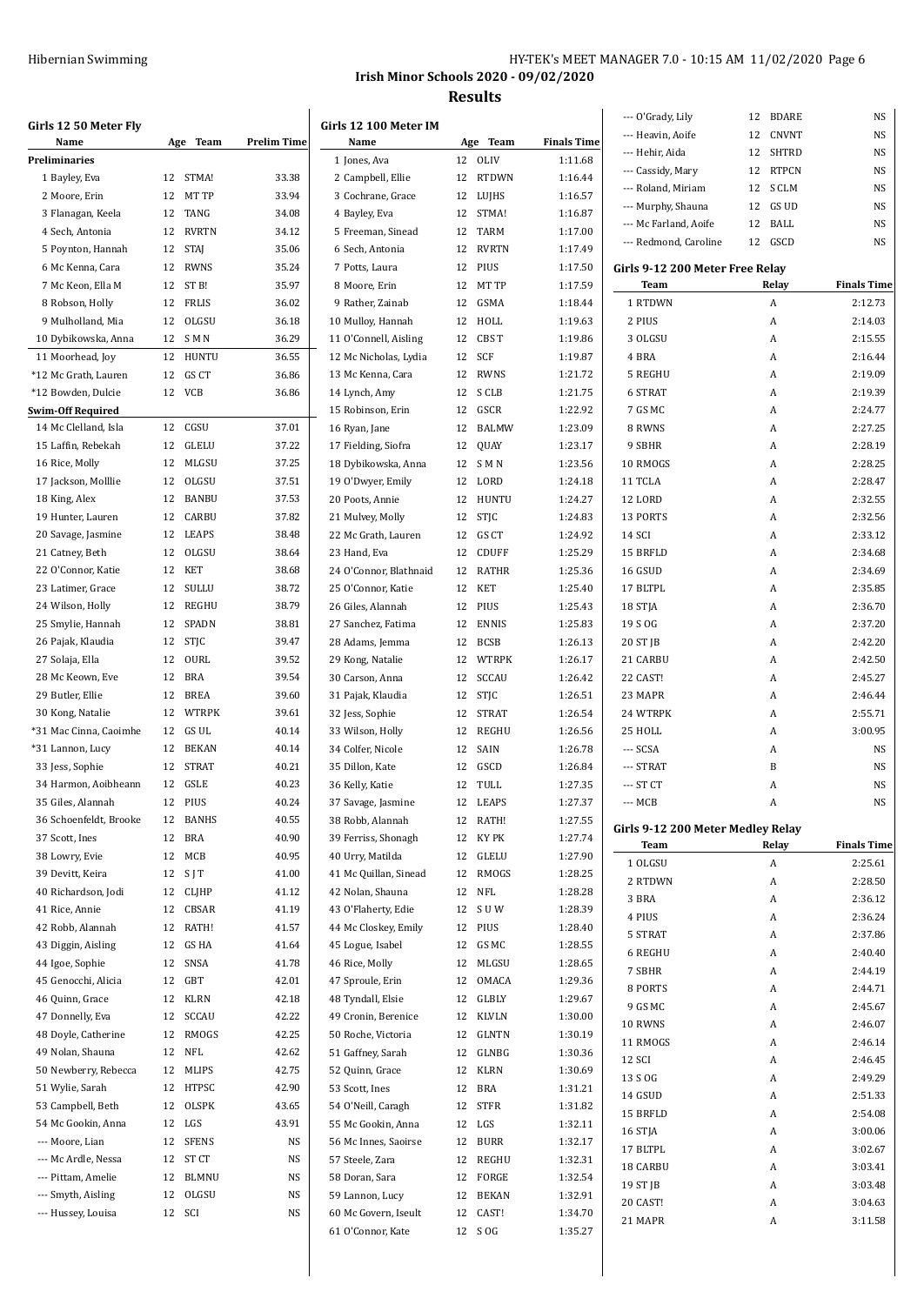Hibernian Swimming

HY-TEK's MEET MANAGER 7.0 - 10:15 AM 11/02/2020

# Irish Minor Schools 2020 - 09/02/2020

## Results

### Girls 12 50 Meter Fly

| Name | Age | Team | Prelim Time |
|---|---|---|---|
| **Preliminaries** | | | |
| 1 Bayley, Eva | 12 | STMA! | 33.38 |
| 2 Moore, Erin | 12 | MT TP | 33.94 |
| 3 Flanagan, Keela | 12 | TANG | 34.08 |
| 4 Sech, Antonia | 12 | RVRTN | 34.12 |
| 5 Poynton, Hannah | 12 | STAJ | 35.06 |
| 6 Mc Kenna, Cara | 12 | RWNS | 35.24 |
| 7 Mc Keon, Ella M | 12 | ST B! | 35.97 |
| 8 Robson, Holly | 12 | FRLIS | 36.02 |
| 9 Mulholland, Mia | 12 | OLGSU | 36.18 |
| 10 Dybikowska, Anna | 12 | S M N | 36.29 |
| 11 Moorhead, Joy | 12 | HUNTU | 36.55 |
| *12 Mc Grath, Lauren | 12 | GS CT | 36.86 |
| *12 Bowden, Dulcie | 12 | VCB | 36.86 |
| **Swim-Off Required** | | | |
| 14 Mc Clelland, Isla | 12 | CGSU | 37.01 |
| 15 Laffin, Rebekah | 12 | GLELU | 37.22 |
| 16 Rice, Molly | 12 | MLGSU | 37.25 |
| 17 Jackson, Molllie | 12 | OLGSU | 37.51 |
| 18 King, Alex | 12 | BANBU | 37.53 |
| 19 Hunter, Lauren | 12 | CARBU | 37.82 |
| 20 Savage, Jasmine | 12 | LEAPS | 38.48 |
| 21 Catney, Beth | 12 | OLGSU | 38.64 |
| 22 O'Connor, Katie | 12 | KET | 38.68 |
| 23 Latimer, Grace | 12 | SULLU | 38.72 |
| 24 Wilson, Holly | 12 | REGHU | 38.79 |
| 25 Smylie, Hannah | 12 | SPADN | 38.81 |
| 26 Pajak, Klaudia | 12 | STJC | 39.47 |
| 27 Solaja, Ella | 12 | OURL | 39.52 |
| 28 Mc Keown, Eve | 12 | BRA | 39.54 |
| 29 Butler, Ellie | 12 | BREA | 39.60 |
| 30 Kong, Natalie | 12 | WTRPK | 39.61 |
| *31 Mac Cinna, Caoimhe | 12 | GS UL | 40.14 |
| *31 Lannon, Lucy | 12 | BEKAN | 40.14 |
| 33 Jess, Sophie | 12 | STRAT | 40.21 |
| 34 Harmon, Aoibheann | 12 | GSLE | 40.23 |
| 35 Giles, Alannah | 12 | PIUS | 40.24 |
| 36 Schoenfeldt, Brooke | 12 | BANHS | 40.55 |
| 37 Scott, Ines | 12 | BRA | 40.90 |
| 38 Lowry, Evie | 12 | MCB | 40.95 |
| 39 Devitt, Keira | 12 | S J T | 41.00 |
| 40 Richardson, Jodi | 12 | CLJHP | 41.12 |
| 41 Rice, Annie | 12 | CBSAR | 41.19 |
| 42 Robb, Alannah | 12 | RATH! | 41.57 |
| 43 Diggin, Aisling | 12 | GS HA | 41.64 |
| 44 Igoe, Sophie | 12 | SNSA | 41.78 |
| 45 Genocchi, Alicia | 12 | GBT | 42.01 |
| 46 Quinn, Grace | 12 | KLRN | 42.18 |
| 47 Donnelly, Eva | 12 | SCCAU | 42.22 |
| 48 Doyle, Catherine | 12 | RMOGS | 42.25 |
| 49 Nolan, Shauna | 12 | NFL | 42.62 |
| 50 Newberry, Rebecca | 12 | MLIPS | 42.75 |
| 51 Wylie, Sarah | 12 | HTPSC | 42.90 |
| 53 Campbell, Beth | 12 | OLSPK | 43.65 |
| 54 Mc Gookin, Anna | 12 | LGS | 43.91 |
| --- Moore, Lian | 12 | SFENS | NS |
| --- Mc Ardle, Nessa | 12 | ST CT | NS |
| --- Pittam, Amelie | 12 | BLMNU | NS |
| --- Smyth, Aisling | 12 | OLGSU | NS |
| --- Hussey, Louisa | 12 | SCI | NS |

### Girls 12 100 Meter IM

| Name | Age | Team | Finals Time |
|---|---|---|---|
| 1 Jones, Ava | 12 | OLIV | 1:11.68 |
| 2 Campbell, Ellie | 12 | RTDWN | 1:16.44 |
| 3 Cochrane, Grace | 12 | LUJHS | 1:16.57 |
| 4 Bayley, Eva | 12 | STMA! | 1:16.87 |
| 5 Freeman, Sinead | 12 | TARM | 1:17.00 |
| 6 Sech, Antonia | 12 | RVRTN | 1:17.49 |
| 7 Potts, Laura | 12 | PIUS | 1:17.50 |
| 8 Moore, Erin | 12 | MT TP | 1:17.59 |
| 9 Rather, Zainab | 12 | GSMA | 1:18.44 |
| 10 Mulloy, Hannah | 12 | HOLL | 1:19.63 |
| 11 O'Connell, Aisling | 12 | CBS T | 1:19.86 |
| 12 Mc Nicholas, Lydia | 12 | SCF | 1:19.87 |
| 13 Mc Kenna, Cara | 12 | RWNS | 1:21.72 |
| 14 Lynch, Amy | 12 | S CLB | 1:21.75 |
| 15 Robinson, Erin | 12 | GSCR | 1:22.92 |
| 16 Ryan, Jane | 12 | BALMW | 1:23.09 |
| 17 Fielding, Siofra | 12 | QUAY | 1:23.17 |
| 18 Dybikowska, Anna | 12 | S M N | 1:23.56 |
| 19 O'Dwyer, Emily | 12 | LORD | 1:24.18 |
| 20 Poots, Annie | 12 | HUNTU | 1:24.27 |
| 21 Mulvey, Molly | 12 | STJC | 1:24.83 |
| 22 Mc Grath, Lauren | 12 | GS CT | 1:24.92 |
| 23 Hand, Eva | 12 | CDUFF | 1:25.29 |
| 24 O'Connor, Blathnaid | 12 | RATHR | 1:25.36 |
| 25 O'Connor, Katie | 12 | KET | 1:25.40 |
| 26 Giles, Alannah | 12 | PIUS | 1:25.43 |
| 27 Sanchez, Fatima | 12 | ENNIS | 1:25.83 |
| 28 Adams, Jemma | 12 | BCSB | 1:26.13 |
| 29 Kong, Natalie | 12 | WTRPK | 1:26.17 |
| 30 Carson, Anna | 12 | SCCAU | 1:26.42 |
| 31 Pajak, Klaudia | 12 | STJC | 1:26.51 |
| 32 Jess, Sophie | 12 | STRAT | 1:26.54 |
| 33 Wilson, Holly | 12 | REGHU | 1:26.56 |
| 34 Colfer, Nicole | 12 | SAIN | 1:26.78 |
| 35 Dillon, Kate | 12 | GSCD | 1:26.84 |
| 36 Kelly, Katie | 12 | TULL | 1:27.35 |
| 37 Savage, Jasmine | 12 | LEAPS | 1:27.37 |
| 38 Robb, Alannah | 12 | RATH! | 1:27.55 |
| 39 Ferriss, Shonagh | 12 | KY PK | 1:27.74 |
| 40 Urry, Matilda | 12 | GLELU | 1:27.90 |
| 41 Mc Quillan, Sinead | 12 | RMOGS | 1:28.25 |
| 42 Nolan, Shauna | 12 | NFL | 1:28.28 |
| 43 O'Flaherty, Edie | 12 | S U W | 1:28.39 |
| 44 Mc Closkey, Emily | 12 | PIUS | 1:28.40 |
| 45 Logue, Isabel | 12 | GS MC | 1:28.55 |
| 46 Rice, Molly | 12 | MLGSU | 1:28.65 |
| 47 Sproule, Erin | 12 | OMACA | 1:29.36 |
| 48 Tyndall, Elsie | 12 | GLBLY | 1:29.67 |
| 49 Cronin, Berenice | 12 | KLVLN | 1:30.00 |
| 50 Roche, Victoria | 12 | GLNTN | 1:30.19 |
| 51 Gaffney, Sarah | 12 | GLNBG | 1:30.36 |
| 52 Quinn, Grace | 12 | KLRN | 1:30.69 |
| 53 Scott, Ines | 12 | BRA | 1:31.21 |
| 54 O'Neill, Caragh | 12 | STFR | 1:31.82 |
| 55 Mc Gookin, Anna | 12 | LGS | 1:32.11 |
| 56 Mc Innes, Saoirse | 12 | BURR | 1:32.17 |
| 57 Steele, Zara | 12 | REGHU | 1:32.31 |
| 58 Doran, Sara | 12 | FORGE | 1:32.54 |
| 59 Lannon, Lucy | 12 | BEKAN | 1:32.91 |
| 60 Mc Govern, Iseult | 12 | CAST! | 1:34.70 |
| 61 O'Connor, Kate | 12 | S OG | 1:35.27 |
| --- O'Grady, Lily | 12 | BDARE | NS |
| --- Heavin, Aoife | 12 | CNVNT | NS |
| --- Hehir, Aida | 12 | SHTRD | NS |
| --- Cassidy, Mary | 12 | RTPCN | NS |
| --- Roland, Miriam | 12 | S CLM | NS |
| --- Murphy, Shauna | 12 | GS UD | NS |
| --- Mc Farland, Aoife | 12 | BALL | NS |
| --- Redmond, Caroline | 12 | GSCD | NS |

### Girls 9-12 200 Meter Free Relay

| Team | Relay | Finals Time |
|---|---|---|
| 1 RTDWN | A | 2:12.73 |
| 2 PIUS | A | 2:14.03 |
| 3 OLGSU | A | 2:15.55 |
| 4 BRA | A | 2:16.44 |
| 5 REGHU | A | 2:19.09 |
| 6 STRAT | A | 2:19.39 |
| 7 GS MC | A | 2:24.77 |
| 8 RWNS | A | 2:27.25 |
| 9 SBHR | A | 2:28.19 |
| 10 RMOGS | A | 2:28.25 |
| 11 TCLA | A | 2:28.47 |
| 12 LORD | A | 2:32.55 |
| 13 PORTS | A | 2:32.56 |
| 14 SCI | A | 2:33.12 |
| 15 BRFLD | A | 2:34.68 |
| 16 GSUD | A | 2:34.69 |
| 17 BLTPL | A | 2:35.85 |
| 18 STJA | A | 2:36.70 |
| 19 S OG | A | 2:37.20 |
| 20 ST JB | A | 2:42.20 |
| 21 CARBU | A | 2:42.50 |
| 22 CAST! | A | 2:45.27 |
| 23 MAPR | A | 2:46.44 |
| 24 WTRPK | A | 2:55.71 |
| 25 HOLL | A | 3:00.95 |
| --- SCSA | A | NS |
| --- STRAT | B | NS |
| --- ST CT | A | NS |
| --- MCB | A | NS |

### Girls 9-12 200 Meter Medley Relay

| Team | Relay | Finals Time |
|---|---|---|
| 1 OLGSU | A | 2:25.61 |
| 2 RTDWN | A | 2:28.50 |
| 3 BRA | A | 2:36.12 |
| 4 PIUS | A | 2:36.24 |
| 5 STRAT | A | 2:37.86 |
| 6 REGHU | A | 2:40.40 |
| 7 SBHR | A | 2:44.19 |
| 8 PORTS | A | 2:44.71 |
| 9 GS MC | A | 2:45.67 |
| 10 RWNS | A | 2:46.07 |
| 11 RMOGS | A | 2:46.14 |
| 12 SCI | A | 2:46.45 |
| 13 S OG | A | 2:49.29 |
| 14 GSUD | A | 2:51.33 |
| 15 BRFLD | A | 2:54.08 |
| 16 STJA | A | 3:00.06 |
| 17 BLTPL | A | 3:02.67 |
| 18 CARBU | A | 3:03.41 |
| 19 ST JB | A | 3:03.48 |
| 20 CAST! | A | 3:04.63 |
| 21 MAPR | A | 3:11.58 |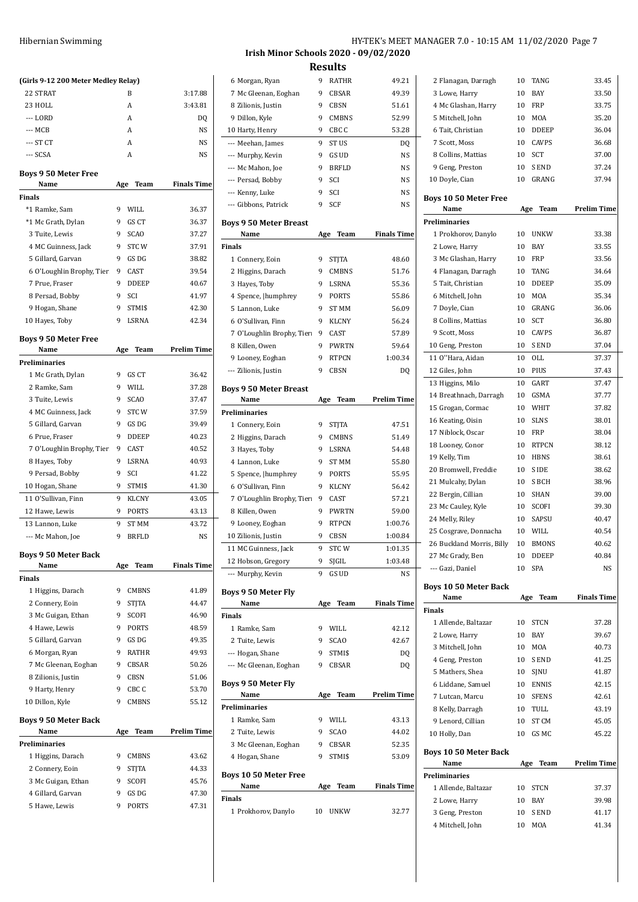## Irish Minor Schools 2020 - 09/02/2020

### Results

**(Girls 9-12 200 Meter Medley Relay)**

| | | |
|---|---|---|
| 22 STRAT | B | 3:17.88 |
| 23 HOLL | A | 3:43.81 |
| --- LORD | A | DQ |
| --- MCB | A | NS |
| --- ST CT | A | NS |
| --- SCSA | A | NS |

**Boys 9 50 Meter Free**

| Name | Age | Team | Finals Time |
|---|---|---|---|
| **Finals** | | | |
| *1 Ramke, Sam | 9 | WILL | 36.37 |
| *1 Mc Grath, Dylan | 9 | GS CT | 36.37 |
| 3 Tuite, Lewis | 9 | SCAO | 37.27 |
| 4 MC Guinness, Jack | 9 | STC W | 37.91 |
| 5 Gillard, Garvan | 9 | GS DG | 38.82 |
| 6 O'Loughlin Brophy, Tier | 9 | CAST | 39.54 |
| 7 Prue, Fraser | 9 | DDEEP | 40.67 |
| 8 Persad, Bobby | 9 | SCI | 41.97 |
| 9 Hogan, Shane | 9 | STMI$ | 42.30 |
| 10 Hayes, Toby | 9 | LSRNA | 42.34 |

**Boys 9 50 Meter Free**

| Name | Age | Team | Prelim Time |
|---|---|---|---|
| **Preliminaries** | | | |
| 1 Mc Grath, Dylan | 9 | GS CT | 36.42 |
| 2 Ramke, Sam | 9 | WILL | 37.28 |
| 3 Tuite, Lewis | 9 | SCAO | 37.47 |
| 4 MC Guinness, Jack | 9 | STC W | 37.59 |
| 5 Gillard, Garvan | 9 | GS DG | 39.49 |
| 6 Prue, Fraser | 9 | DDEEP | 40.23 |
| 7 O'Loughlin Brophy, Tier | 9 | CAST | 40.52 |
| 8 Hayes, Toby | 9 | LSRNA | 40.93 |
| 9 Persad, Bobby | 9 | SCI | 41.22 |
| 10 Hogan, Shane | 9 | STMI$ | 41.30 |
| 11 O'Sullivan, Finn | 9 | KLCNY | 43.05 |
| 12 Hawe, Lewis | 9 | PORTS | 43.13 |
| 13 Lannon, Luke | 9 | ST MM | 43.72 |
| --- Mc Mahon, Joe | 9 | BRFLD | NS |

**Boys 9 50 Meter Back**

| Name | Age | Team | Finals Time |
|---|---|---|---|
| **Finals** | | | |
| 1 Higgins, Darach | 9 | CMBNS | 41.89 |
| 2 Connery, Eoin | 9 | STJTA | 44.47 |
| 3 Mc Guigan, Ethan | 9 | SCOFI | 46.90 |
| 4 Hawe, Lewis | 9 | PORTS | 48.59 |
| 5 Gillard, Garvan | 9 | GS DG | 49.35 |
| 6 Morgan, Ryan | 9 | RATHR | 49.93 |
| 7 Mc Gleenan, Eoghan | 9 | CBSAR | 50.26 |
| 8 Zilionis, Justin | 9 | CBSN | 51.06 |
| 9 Harty, Henry | 9 | CBC C | 53.70 |
| 10 Dillon, Kyle | 9 | CMBNS | 55.12 |

**Boys 9 50 Meter Back**

| Name | Age | Team | Prelim Time |
|---|---|---|---|
| **Preliminaries** | | | |
| 1 Higgins, Darach | 9 | CMBNS | 43.62 |
| 2 Connery, Eoin | 9 | STJTA | 44.33 |
| 3 Mc Guigan, Ethan | 9 | SCOFI | 45.76 |
| 4 Gillard, Garvan | 9 | GS DG | 47.30 |
| 5 Hawe, Lewis | 9 | PORTS | 47.31 |
| 6 Morgan, Ryan | 9 | RATHR | 49.21 |
| 7 Mc Gleenan, Eoghan | 9 | CBSAR | 49.39 |
| 8 Zilionis, Justin | 9 | CBSN | 51.61 |
| 9 Dillon, Kyle | 9 | CMBNS | 52.99 |
| 10 Harty, Henry | 9 | CBC C | 53.28 |
| --- Meehan, James | 9 | ST US | DQ |
| --- Murphy, Kevin | 9 | GS UD | NS |
| --- Mc Mahon, Joe | 9 | BRFLD | NS |
| --- Persad, Bobby | 9 | SCI | NS |
| --- Kenny, Luke | 9 | SCI | NS |
| --- Gibbons, Patrick | 9 | SCF | NS |

**Boys 9 50 Meter Breast**

| Name | Age | Team | Finals Time |
|---|---|---|---|
| **Finals** | | | |
| 1 Connery, Eoin | 9 | STJTA | 48.60 |
| 2 Higgins, Darach | 9 | CMBNS | 51.76 |
| 3 Hayes, Toby | 9 | LSRNA | 55.36 |
| 4 Spence, |humphrey | 9 | PORTS | 55.86 |
| 5 Lannon, Luke | 9 | ST MM | 56.09 |
| 6 O'Sullivan, Finn | 9 | KLCNY | 56.24 |
| 7 O'Loughlin Brophy, Tieri | 9 | CAST | 57.89 |
| 8 Killen, Owen | 9 | PWRTN | 59.64 |
| 9 Looney, Eoghan | 9 | RTPCN | 1:00.34 |
| --- Zilionis, Justin | 9 | CBSN | DQ |

**Boys 9 50 Meter Breast**

| Name | Age | Team | Prelim Time |
|---|---|---|---|
| **Preliminaries** | | | |
| 1 Connery, Eoin | 9 | STJTA | 47.51 |
| 2 Higgins, Darach | 9 | CMBNS | 51.49 |
| 3 Hayes, Toby | 9 | LSRNA | 54.48 |
| 4 Lannon, Luke | 9 | ST MM | 55.80 |
| 5 Spence, |humphrey | 9 | PORTS | 55.95 |
| 6 O'Sullivan, Finn | 9 | KLCNY | 56.42 |
| 7 O'Loughlin Brophy, Tieri | 9 | CAST | 57.21 |
| 8 Killen, Owen | 9 | PWRTN | 59.00 |
| 9 Looney, Eoghan | 9 | RTPCN | 1:00.76 |
| 10 Zilionis, Justin | 9 | CBSN | 1:00.84 |
| 11 MC Guinness, Jack | 9 | STC W | 1:01.35 |
| 12 Hobson, Gregory | 9 | SJGIL | 1:03.48 |
| --- Murphy, Kevin | 9 | GS UD | NS |

**Boys 9 50 Meter Fly**

| Name | Age | Team | Finals Time |
|---|---|---|---|
| **Finals** | | | |
| 1 Ramke, Sam | 9 | WILL | 42.12 |
| 2 Tuite, Lewis | 9 | SCAO | 42.67 |
| --- Hogan, Shane | 9 | STMI$ | DQ |
| --- Mc Gleenan, Eoghan | 9 | CBSAR | DQ |

**Boys 9 50 Meter Fly**

| Name | Age | Team | Prelim Time |
|---|---|---|---|
| **Preliminaries** | | | |
| 1 Ramke, Sam | 9 | WILL | 43.13 |
| 2 Tuite, Lewis | 9 | SCAO | 44.02 |
| 3 Mc Gleenan, Eoghan | 9 | CBSAR | 52.35 |
| 4 Hogan, Shane | 9 | STMI$ | 53.09 |

**Boys 10 50 Meter Free**

| Name | Age | Team | Finals Time |
|---|---|---|---|
| **Finals** | | | |
| 1 Prokhorov, Danylo | 10 | UNKW | 32.77 |
| 2 Flanagan, Darragh | 10 | TANG | 33.45 |
| 3 Lowe, Harry | 10 | BAY | 33.50 |
| 4 Mc Glashan, Harry | 10 | FRP | 33.75 |
| 5 Mitchell, John | 10 | MOA | 35.20 |
| 6 Tait, Christian | 10 | DDEEP | 36.04 |
| 7 Scott, Moss | 10 | CAVPS | 36.68 |
| 8 Collins, Mattias | 10 | SCT | 37.00 |
| 9 Geng, Preston | 10 | S END | 37.24 |
| 10 Doyle, Cian | 10 | GRANG | 37.94 |

**Boys 10 50 Meter Free**

| Name | Age | Team | Prelim Time |
|---|---|---|---|
| **Preliminaries** | | | |
| 1 Prokhorov, Danylo | 10 | UNKW | 33.38 |
| 2 Lowe, Harry | 10 | BAY | 33.55 |
| 3 Mc Glashan, Harry | 10 | FRP | 33.56 |
| 4 Flanagan, Darragh | 10 | TANG | 34.64 |
| 5 Tait, Christian | 10 | DDEEP | 35.09 |
| 6 Mitchell, John | 10 | MOA | 35.34 |
| 7 Doyle, Cian | 10 | GRANG | 36.06 |
| 8 Collins, Mattias | 10 | SCT | 36.80 |
| 9 Scott, Moss | 10 | CAVPS | 36.87 |
| 10 Geng, Preston | 10 | S END | 37.04 |
| 11 O''Hara, Aidan | 10 | OLL | 37.37 |
| 12 Giles, John | 10 | PIUS | 37.43 |
| 13 Higgins, Milo | 10 | GART | 37.47 |
| 14 Breathnach, Darragh | 10 | GSMA | 37.77 |
| 15 Grogan, Cormac | 10 | WHIT | 37.82 |
| 16 Keating, Oisin | 10 | SLNS | 38.01 |
| 17 Niblock, Oscar | 10 | FRP | 38.04 |
| 18 Looney, Conor | 10 | RTPCN | 38.12 |
| 19 Kelly, Tim | 10 | HBNS | 38.61 |
| 20 Bromwell, Freddie | 10 | S IDE | 38.62 |
| 21 Mulcahy, Dylan | 10 | S BCH | 38.96 |
| 22 Bergin, Cillian | 10 | SHAN | 39.00 |
| 23 Mc Cauley, Kyle | 10 | SCOFI | 39.30 |
| 24 Melly, Riley | 10 | SAPSU | 40.47 |
| 25 Cosgrave, Donnacha | 10 | WILL | 40.54 |
| 26 Buckland Morris, Billy | 10 | BMONS | 40.62 |
| 27 Mc Grady, Ben | 10 | DDEEP | 40.84 |
| --- Gazi, Daniel | 10 | SPA | NS |

**Boys 10 50 Meter Back**

| Name | Age | Team | Finals Time |
|---|---|---|---|
| **Finals** | | | |
| 1 Allende, Baltazar | 10 | STCN | 37.28 |
| 2 Lowe, Harry | 10 | BAY | 39.67 |
| 3 Mitchell, John | 10 | MOA | 40.73 |
| 4 Geng, Preston | 10 | S END | 41.25 |
| 5 Mathers, Shea | 10 | SJNU | 41.87 |
| 6 Liddane, Samuel | 10 | ENNIS | 42.15 |
| 7 Lutcan, Marcu | 10 | SFENS | 42.61 |
| 8 Kelly, Darragh | 10 | TULL | 43.19 |
| 9 Lenord, Cillian | 10 | ST CM | 45.05 |
| 10 Holly, Dan | 10 | GS MC | 45.22 |

**Boys 10 50 Meter Back**

| Name | Age | Team | Prelim Time |
|---|---|---|---|
| **Preliminaries** | | | |
| 1 Allende, Baltazar | 10 | STCN | 37.37 |
| 2 Lowe, Harry | 10 | BAY | 39.98 |
| 3 Geng, Preston | 10 | S END | 41.17 |
| 4 Mitchell, John | 10 | MOA | 41.34 |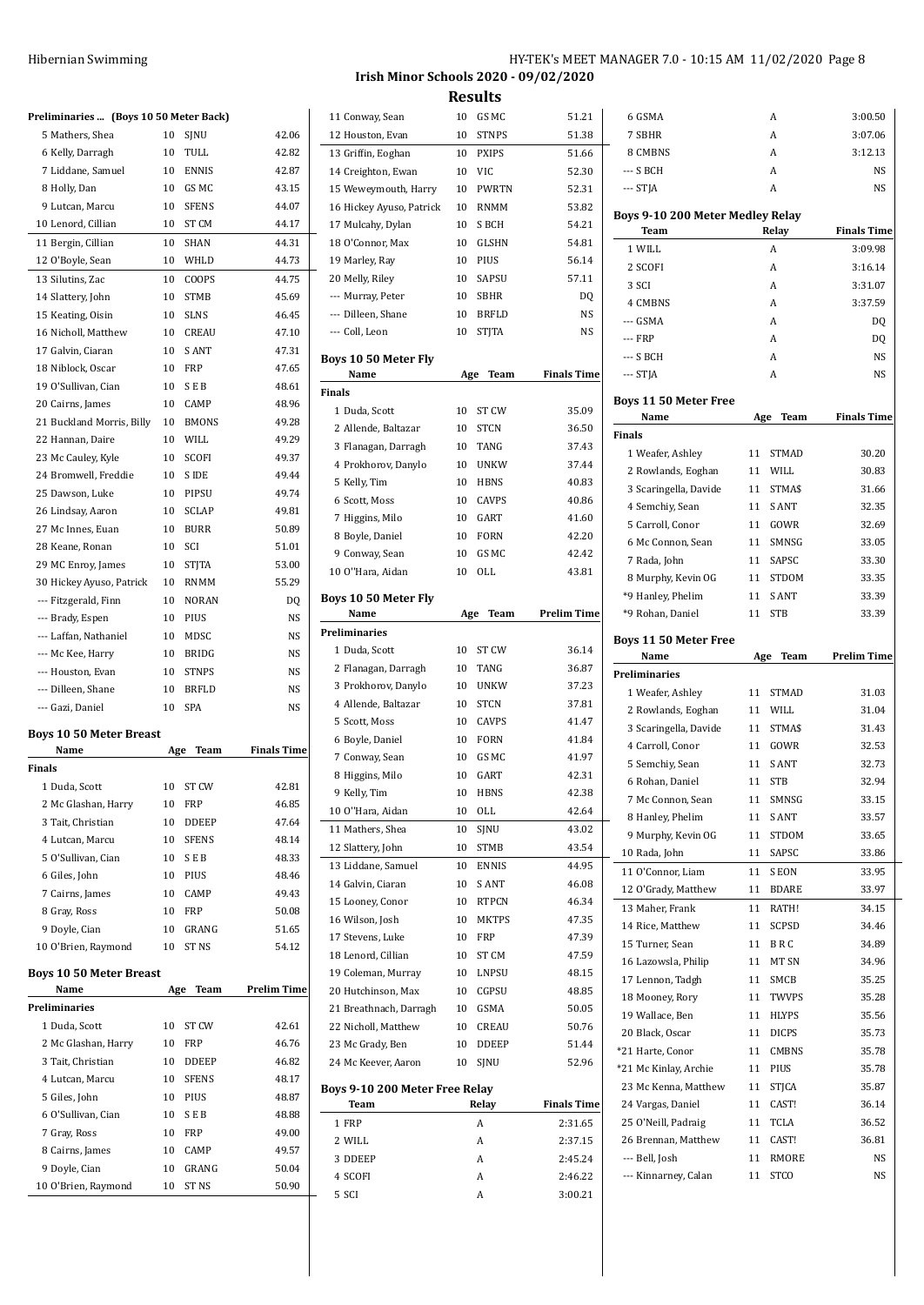# Irish Minor Schools 2020 - 09/02/2020

## Results

### Preliminaries ... (Boys 10 50 Meter Back)

| Name | Age | Team | Prelim Time |
|---|---|---|---|
| 5 Mathers, Shea | 10 | SJNU | 42.06 |
| 6 Kelly, Darragh | 10 | TULL | 42.82 |
| 7 Liddane, Samuel | 10 | ENNIS | 42.87 |
| 8 Holly, Dan | 10 | GS MC | 43.15 |
| 9 Lutcan, Marcu | 10 | SFENS | 44.07 |
| 10 Lenord, Cillian | 10 | ST CM | 44.17 |
| 11 Bergin, Cillian | 10 | SHAN | 44.31 |
| 12 O'Boyle, Sean | 10 | WHLD | 44.73 |
| 13 Silutins, Zac | 10 | COOPS | 44.75 |
| 14 Slattery, John | 10 | STMB | 45.69 |
| 15 Keating, Oisin | 10 | SLNS | 46.45 |
| 16 Nicholl, Matthew | 10 | CREAU | 47.10 |
| 17 Galvin, Ciaran | 10 | S ANT | 47.31 |
| 18 Niblock, Oscar | 10 | FRP | 47.65 |
| 19 O'Sullivan, Cian | 10 | S E B | 48.61 |
| 20 Cairns, James | 10 | CAMP | 48.96 |
| 21 Buckland Morris, Billy | 10 | BMONS | 49.28 |
| 22 Hannan, Daire | 10 | WILL | 49.29 |
| 23 Mc Cauley, Kyle | 10 | SCOFI | 49.37 |
| 24 Bromwell, Freddie | 10 | S IDE | 49.44 |
| 25 Dawson, Luke | 10 | PIPSU | 49.74 |
| 26 Lindsay, Aaron | 10 | SCLAP | 49.81 |
| 27 Mc Innes, Euan | 10 | BURR | 50.89 |
| 28 Keane, Ronan | 10 | SCI | 51.01 |
| 29 MC Enroy, James | 10 | STJTA | 53.00 |
| 30 Hickey Ayuso, Patrick | 10 | RNMM | 55.29 |
| --- Fitzgerald, Finn | 10 | NORAN | DQ |
| --- Brady, Espen | 10 | PIUS | NS |
| --- Laffan, Nathaniel | 10 | MDSC | NS |
| --- Mc Kee, Harry | 10 | BRIDG | NS |
| --- Houston, Evan | 10 | STNPS | NS |
| --- Dilleen, Shane | 10 | BRFLD | NS |
| --- Gazi, Daniel | 10 | SPA | NS |

### Boys 10 50 Meter Breast

| Name | Age | Team | Finals Time |
|---|---|---|---|
| **Finals** | | | |
| 1 Duda, Scott | 10 | ST CW | 42.81 |
| 2 Mc Glashan, Harry | 10 | FRP | 46.85 |
| 3 Tait, Christian | 10 | DDEEP | 47.64 |
| 4 Lutcan, Marcu | 10 | SFENS | 48.14 |
| 5 O'Sullivan, Cian | 10 | S E B | 48.33 |
| 6 Giles, John | 10 | PIUS | 48.46 |
| 7 Cairns, James | 10 | CAMP | 49.43 |
| 8 Gray, Ross | 10 | FRP | 50.08 |
| 9 Doyle, Cian | 10 | GRANG | 51.65 |
| 10 O'Brien, Raymond | 10 | ST NS | 54.12 |

### Boys 10 50 Meter Breast

| Name | Age | Team | Prelim Time |
|---|---|---|---|
| **Preliminaries** | | | |
| 1 Duda, Scott | 10 | ST CW | 42.61 |
| 2 Mc Glashan, Harry | 10 | FRP | 46.76 |
| 3 Tait, Christian | 10 | DDEEP | 46.82 |
| 4 Lutcan, Marcu | 10 | SFENS | 48.17 |
| 5 Giles, John | 10 | PIUS | 48.87 |
| 6 O'Sullivan, Cian | 10 | S E B | 48.88 |
| 7 Gray, Ross | 10 | FRP | 49.00 |
| 8 Cairns, James | 10 | CAMP | 49.57 |
| 9 Doyle, Cian | 10 | GRANG | 50.04 |
| 10 O'Brien, Raymond | 10 | ST NS | 50.90 |
| 11 Conway, Sean | 10 | GS MC | 51.21 |
| 12 Houston, Evan | 10 | STNPS | 51.38 |
| 13 Griffin, Eoghan | 10 | PXIPS | 51.66 |
| 14 Creighton, Ewan | 10 | VIC | 52.30 |
| 15 Weweymouth, Harry | 10 | PWRTN | 52.31 |
| 16 Hickey Ayuso, Patrick | 10 | RNMM | 53.82 |
| 17 Mulcahy, Dylan | 10 | S BCH | 54.21 |
| 18 O'Connor, Max | 10 | GLSHN | 54.81 |
| 19 Marley, Ray | 10 | PIUS | 56.14 |
| 20 Melly, Riley | 10 | SAPSU | 57.11 |
| --- Murray, Peter | 10 | SBHR | DQ |
| --- Dilleen, Shane | 10 | BRFLD | NS |
| --- Coll, Leon | 10 | STJTA | NS |

### Boys 10 50 Meter Fly

| Name | Age | Team | Finals Time |
|---|---|---|---|
| **Finals** | | | |
| 1 Duda, Scott | 10 | ST CW | 35.09 |
| 2 Allende, Baltazar | 10 | STCN | 36.50 |
| 3 Flanagan, Darragh | 10 | TANG | 37.43 |
| 4 Prokhorov, Danylo | 10 | UNKW | 37.44 |
| 5 Kelly, Tim | 10 | HBNS | 40.83 |
| 6 Scott, Moss | 10 | CAVPS | 40.86 |
| 7 Higgins, Milo | 10 | GART | 41.60 |
| 8 Boyle, Daniel | 10 | FORN | 42.20 |
| 9 Conway, Sean | 10 | GS MC | 42.42 |
| 10 O''Hara, Aidan | 10 | OLL | 43.81 |

### Boys 10 50 Meter Fly

| Name | Age | Team | Prelim Time |
|---|---|---|---|
| **Preliminaries** | | | |
| 1 Duda, Scott | 10 | ST CW | 36.14 |
| 2 Flanagan, Darragh | 10 | TANG | 36.87 |
| 3 Prokhorov, Danylo | 10 | UNKW | 37.23 |
| 4 Allende, Baltazar | 10 | STCN | 37.81 |
| 5 Scott, Moss | 10 | CAVPS | 41.47 |
| 6 Boyle, Daniel | 10 | FORN | 41.84 |
| 7 Conway, Sean | 10 | GS MC | 41.97 |
| 8 Higgins, Milo | 10 | GART | 42.31 |
| 9 Kelly, Tim | 10 | HBNS | 42.38 |
| 10 O''Hara, Aidan | 10 | OLL | 42.64 |
| 11 Mathers, Shea | 10 | SJNU | 43.02 |
| 12 Slattery, John | 10 | STMB | 43.54 |
| 13 Liddane, Samuel | 10 | ENNIS | 44.95 |
| 14 Galvin, Ciaran | 10 | S ANT | 46.08 |
| 15 Looney, Conor | 10 | RTPCN | 46.34 |
| 16 Wilson, Josh | 10 | MKTPS | 47.35 |
| 17 Stevens, Luke | 10 | FRP | 47.39 |
| 18 Lenord, Cillian | 10 | ST CM | 47.59 |
| 19 Coleman, Murray | 10 | LNPSU | 48.15 |
| 20 Hutchinson, Max | 10 | CGPSU | 48.85 |
| 21 Breathnach, Darragh | 10 | GSMA | 50.05 |
| 22 Nicholl, Matthew | 10 | CREAU | 50.76 |
| 23 Mc Grady, Ben | 10 | DDEEP | 51.44 |
| 24 Mc Keever, Aaron | 10 | SJNU | 52.96 |

### Boys 9-10 200 Meter Free Relay

| Team | Relay | Finals Time |
|---|---|---|
| 1 FRP | A | 2:31.65 |
| 2 WILL | A | 2:37.15 |
| 3 DDEEP | A | 2:45.24 |
| 4 SCOFI | A | 2:46.22 |
| 5 SCI | A | 3:00.21 |
| 6 GSMA | A | 3:00.50 |
| 7 SBHR | A | 3:07.06 |
| 8 CMBNS | A | 3:12.13 |
| --- S BCH | A | NS |
| --- STJA | A | NS |

### Boys 9-10 200 Meter Medley Relay

| Team | Relay | Finals Time |
|---|---|---|
| 1 WILL | A | 3:09.98 |
| 2 SCOFI | A | 3:16.14 |
| 3 SCI | A | 3:31.07 |
| 4 CMBNS | A | 3:37.59 |
| --- GSMA | A | DQ |
| --- FRP | A | DQ |
| --- S BCH | A | NS |
| --- STJA | A | NS |

### Boys 11 50 Meter Free

| Name | Age | Team | Finals Time |
|---|---|---|---|
| **Finals** | | | |
| 1 Weafer, Ashley | 11 | STMAD | 30.20 |
| 2 Rowlands, Eoghan | 11 | WILL | 30.83 |
| 3 Scaringella, Davide | 11 | STMA$ | 31.66 |
| 4 Semchiy, Sean | 11 | S ANT | 32.35 |
| 5 Carroll, Conor | 11 | GOWR | 32.69 |
| 6 Mc Connon, Sean | 11 | SMNSG | 33.05 |
| 7 Rada, John | 11 | SAPSC | 33.30 |
| 8 Murphy, Kevin OG | 11 | STDOM | 33.35 |
| *9 Hanley, Phelim | 11 | S ANT | 33.39 |
| *9 Rohan, Daniel | 11 | STB | 33.39 |

### Boys 11 50 Meter Free

| Name | Age | Team | Prelim Time |
|---|---|---|---|
| **Preliminaries** | | | |
| 1 Weafer, Ashley | 11 | STMAD | 31.03 |
| 2 Rowlands, Eoghan | 11 | WILL | 31.04 |
| 3 Scaringella, Davide | 11 | STMA$ | 31.43 |
| 4 Carroll, Conor | 11 | GOWR | 32.53 |
| 5 Semchiy, Sean | 11 | S ANT | 32.73 |
| 6 Rohan, Daniel | 11 | STB | 32.94 |
| 7 Mc Connon, Sean | 11 | SMNSG | 33.15 |
| 8 Hanley, Phelim | 11 | S ANT | 33.57 |
| 9 Murphy, Kevin OG | 11 | STDOM | 33.65 |
| 10 Rada, John | 11 | SAPSC | 33.86 |
| 11 O'Connor, Liam | 11 | S EON | 33.95 |
| 12 O'Grady, Matthew | 11 | BDARE | 33.97 |
| 13 Maher, Frank | 11 | RATH! | 34.15 |
| 14 Rice, Matthew | 11 | SCPSD | 34.46 |
| 15 Turner, Sean | 11 | B R C | 34.89 |
| 16 Lazowsla, Philip | 11 | MT SN | 34.96 |
| 17 Lennon, Tadgh | 11 | SMCB | 35.25 |
| 18 Mooney, Rory | 11 | TWVPS | 35.28 |
| 19 Wallace, Ben | 11 | HLYPS | 35.56 |
| 20 Black, Oscar | 11 | DICPS | 35.73 |
| *21 Harte, Conor | 11 | CMBNS | 35.78 |
| *21 Mc Kinlay, Archie | 11 | PIUS | 35.78 |
| 23 Mc Kenna, Matthew | 11 | STJCA | 35.87 |
| 24 Vargas, Daniel | 11 | CAST! | 36.14 |
| 25 O'Neill, Padraig | 11 | TCLA | 36.52 |
| 26 Brennan, Matthew | 11 | CAST! | 36.81 |
| --- Bell, Josh | 11 | RMORE | NS |
| --- Kinnarney, Calan | 11 | STCO | NS |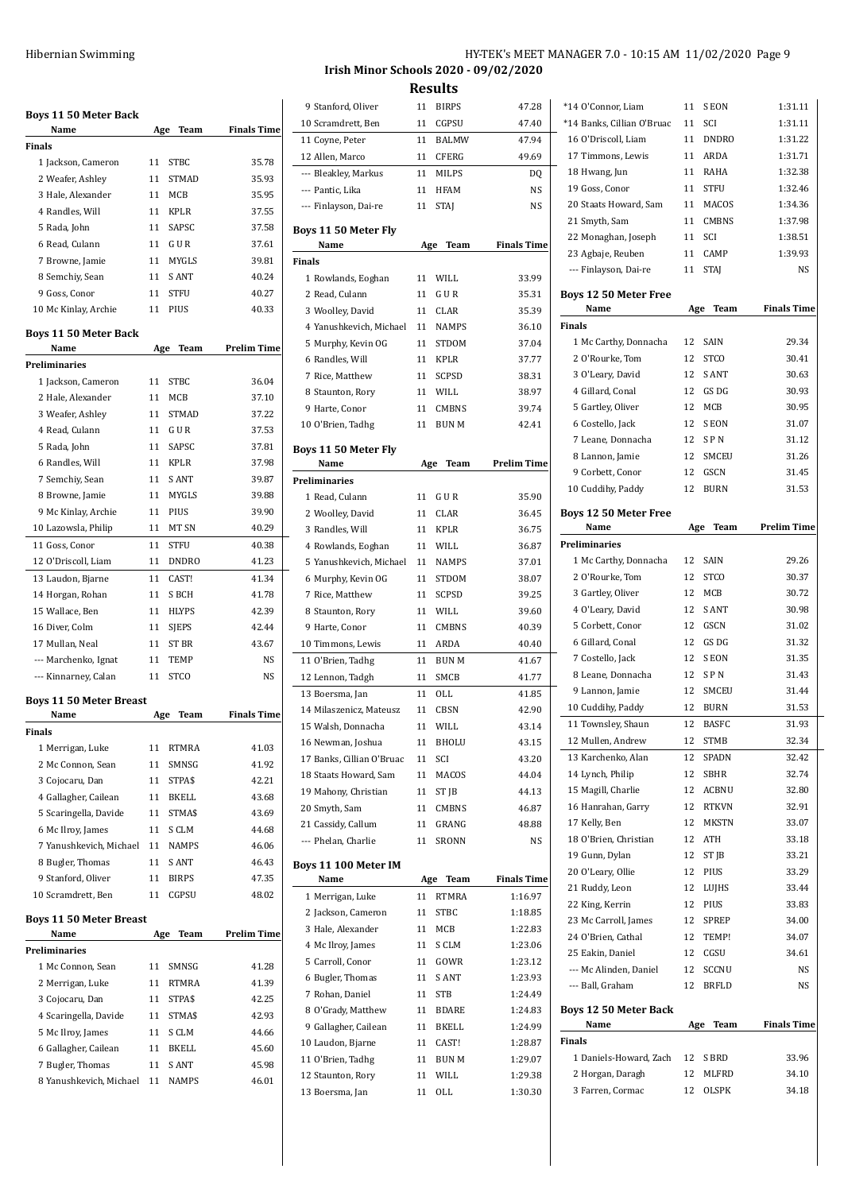# Irish Minor Schools 2020 - 09/02/2020

## Results

### Boys 11 50 Meter Back

| Name | Age | Team | Finals Time |
|---|---|---|---|
| **Finals** | | | |
| 1 Jackson, Cameron | 11 | STBC | 35.78 |
| 2 Weafer, Ashley | 11 | STMAD | 35.93 |
| 3 Hale, Alexander | 11 | MCB | 35.95 |
| 4 Randles, Will | 11 | KPLR | 37.55 |
| 5 Rada, John | 11 | SAPSC | 37.58 |
| 6 Read, Culann | 11 | G U R | 37.61 |
| 7 Browne, Jamie | 11 | MYGLS | 39.81 |
| 8 Semchiy, Sean | 11 | S ANT | 40.24 |
| 9 Goss, Conor | 11 | STFU | 40.27 |
| 10 Mc Kinlay, Archie | 11 | PIUS | 40.33 |

### Boys 11 50 Meter Back

| Name | Age | Team | Prelim Time |
|---|---|---|---|
| **Preliminaries** | | | |
| 1 Jackson, Cameron | 11 | STBC | 36.04 |
| 2 Hale, Alexander | 11 | MCB | 37.10 |
| 3 Weafer, Ashley | 11 | STMAD | 37.22 |
| 4 Read, Culann | 11 | G U R | 37.53 |
| 5 Rada, John | 11 | SAPSC | 37.81 |
| 6 Randles, Will | 11 | KPLR | 37.98 |
| 7 Semchiy, Sean | 11 | S ANT | 39.87 |
| 8 Browne, Jamie | 11 | MYGLS | 39.88 |
| 9 Mc Kinlay, Archie | 11 | PIUS | 39.90 |
| 10 Lazowsla, Philip | 11 | MT SN | 40.29 |
| 11 Goss, Conor | 11 | STFU | 40.38 |
| 12 O'Driscoll, Liam | 11 | DNDRO | 41.23 |
| 13 Laudon, Bjarne | 11 | CAST! | 41.34 |
| 14 Horgan, Rohan | 11 | S BCH | 41.78 |
| 15 Wallace, Ben | 11 | HLYPS | 42.39 |
| 16 Diver, Colm | 11 | SJEPS | 42.44 |
| 17 Mullan, Neal | 11 | ST BR | 43.67 |
| --- Marchenko, Ignat | 11 | TEMP | NS |
| --- Kinnarney, Calan | 11 | STCO | NS |

### Boys 11 50 Meter Breast

| Name | Age | Team | Finals Time |
|---|---|---|---|
| **Finals** | | | |
| 1 Merrigan, Luke | 11 | RTMRA | 41.03 |
| 2 Mc Connon, Sean | 11 | SMNSG | 41.92 |
| 3 Cojocaru, Dan | 11 | STPA$ | 42.21 |
| 4 Gallagher, Cailean | 11 | BKELL | 43.68 |
| 5 Scaringella, Davide | 11 | STMA$ | 43.69 |
| 6 Mc Ilroy, James | 11 | S CLM | 44.68 |
| 7 Yanushkevich, Michael | 11 | NAMPS | 46.06 |
| 8 Bugler, Thomas | 11 | S ANT | 46.43 |
| 9 Stanford, Oliver | 11 | BIRPS | 47.35 |
| 10 Scramdrett, Ben | 11 | CGPSU | 48.02 |

### Boys 11 50 Meter Breast

| Name | Age | Team | Prelim Time |
|---|---|---|---|
| **Preliminaries** | | | |
| 1 Mc Connon, Sean | 11 | SMNSG | 41.28 |
| 2 Merrigan, Luke | 11 | RTMRA | 41.39 |
| 3 Cojocaru, Dan | 11 | STPA$ | 42.25 |
| 4 Scaringella, Davide | 11 | STMA$ | 42.93 |
| 5 Mc Ilroy, James | 11 | S CLM | 44.66 |
| 6 Gallagher, Cailean | 11 | BKELL | 45.60 |
| 7 Bugler, Thomas | 11 | S ANT | 45.98 |
| 8 Yanushkevich, Michael | 11 | NAMPS | 46.01 |
| 9 Stanford, Oliver | 11 | BIRPS | 47.28 |
| 10 Scramdrett, Ben | 11 | CGPSU | 47.40 |
| 11 Coyne, Peter | 11 | BALMW | 47.94 |
| 12 Allen, Marco | 11 | CFERG | 49.69 |
| --- Bleakley, Markus | 11 | MILPS | DQ |
| --- Pantic, Lika | 11 | HFAM | NS |
| --- Finlayson, Dai-re | 11 | STAJ | NS |

### Boys 11 50 Meter Fly

| Name | Age | Team | Finals Time |
|---|---|---|---|
| **Finals** | | | |
| 1 Rowlands, Eoghan | 11 | WILL | 33.99 |
| 2 Read, Culann | 11 | G U R | 35.31 |
| 3 Woolley, David | 11 | CLAR | 35.39 |
| 4 Yanushkevich, Michael | 11 | NAMPS | 36.10 |
| 5 Murphy, Kevin OG | 11 | STDOM | 37.04 |
| 6 Randles, Will | 11 | KPLR | 37.77 |
| 7 Rice, Matthew | 11 | SCPSD | 38.31 |
| 8 Staunton, Rory | 11 | WILL | 38.97 |
| 9 Harte, Conor | 11 | CMBNS | 39.74 |
| 10 O'Brien, Tadhg | 11 | BUN M | 42.41 |

### Boys 11 50 Meter Fly

| Name | Age | Team | Prelim Time |
|---|---|---|---|
| **Preliminaries** | | | |
| 1 Read, Culann | 11 | G U R | 35.90 |
| 2 Woolley, David | 11 | CLAR | 36.45 |
| 3 Randles, Will | 11 | KPLR | 36.75 |
| 4 Rowlands, Eoghan | 11 | WILL | 36.87 |
| 5 Yanushkevich, Michael | 11 | NAMPS | 37.01 |
| 6 Murphy, Kevin OG | 11 | STDOM | 38.07 |
| 7 Rice, Matthew | 11 | SCPSD | 39.25 |
| 8 Staunton, Rory | 11 | WILL | 39.60 |
| 9 Harte, Conor | 11 | CMBNS | 40.39 |
| 10 Timmons, Lewis | 11 | ARDA | 40.40 |
| 11 O'Brien, Tadhg | 11 | BUN M | 41.67 |
| 12 Lennon, Tadgh | 11 | SMCB | 41.77 |
| 13 Boersma, Jan | 11 | OLL | 41.85 |
| 14 Milaszenicz, Mateusz | 11 | CBSN | 42.90 |
| 15 Walsh, Donnacha | 11 | WILL | 43.14 |
| 16 Newman, Joshua | 11 | BHOLU | 43.15 |
| 17 Banks, Cillian O'Bruac | 11 | SCI | 43.20 |
| 18 Staats Howard, Sam | 11 | MACOS | 44.04 |
| 19 Mahony, Christian | 11 | ST JB | 44.13 |
| 20 Smyth, Sam | 11 | CMBNS | 46.87 |
| 21 Cassidy, Callum | 11 | GRANG | 48.88 |
| --- Phelan, Charlie | 11 | SRONN | NS |

### Boys 11 100 Meter IM

| Name | Age | Team | Finals Time |
|---|---|---|---|
| 1 Merrigan, Luke | 11 | RTMRA | 1:16.97 |
| 2 Jackson, Cameron | 11 | STBC | 1:18.85 |
| 3 Hale, Alexander | 11 | MCB | 1:22.83 |
| 4 Mc Ilroy, James | 11 | S CLM | 1:23.06 |
| 5 Carroll, Conor | 11 | GOWR | 1:23.12 |
| 6 Bugler, Thomas | 11 | S ANT | 1:23.93 |
| 7 Rohan, Daniel | 11 | STB | 1:24.49 |
| 8 O'Grady, Matthew | 11 | BDARE | 1:24.83 |
| 9 Gallagher, Cailean | 11 | BKELL | 1:24.99 |
| 10 Laudon, Bjarne | 11 | CAST! | 1:28.87 |
| 11 O'Brien, Tadhg | 11 | BUN M | 1:29.07 |
| 12 Staunton, Rory | 11 | WILL | 1:29.38 |
| 13 Boersma, Jan | 11 | OLL | 1:30.30 |
| *14 O'Connor, Liam | 11 | S EON | 1:31.11 |
| *14 Banks, Cillian O'Bruac | 11 | SCI | 1:31.11 |
| 16 O'Driscoll, Liam | 11 | DNDRO | 1:31.22 |
| 17 Timmons, Lewis | 11 | ARDA | 1:31.71 |
| 18 Hwang, Jun | 11 | RAHA | 1:32.38 |
| 19 Goss, Conor | 11 | STFU | 1:32.46 |
| 20 Staats Howard, Sam | 11 | MACOS | 1:34.36 |
| 21 Smyth, Sam | 11 | CMBNS | 1:37.98 |
| 22 Monaghan, Joseph | 11 | SCI | 1:38.51 |
| 23 Agbaje, Reuben | 11 | CAMP | 1:39.93 |
| --- Finlayson, Dai-re | 11 | STAJ | NS |

### Boys 12 50 Meter Free

| Name | Age | Team | Finals Time |
|---|---|---|---|
| **Finals** | | | |
| 1 Mc Carthy, Donnacha | 12 | SAIN | 29.34 |
| 2 O'Rourke, Tom | 12 | STCO | 30.41 |
| 3 O'Leary, David | 12 | S ANT | 30.63 |
| 4 Gillard, Conal | 12 | GS DG | 30.93 |
| 5 Gartley, Oliver | 12 | MCB | 30.95 |
| 6 Costello, Jack | 12 | S EON | 31.07 |
| 7 Leane, Donnacha | 12 | S P N | 31.12 |
| 8 Lannon, Jamie | 12 | SMCEU | 31.26 |
| 9 Corbett, Conor | 12 | GSCN | 31.45 |
| 10 Cuddihy, Paddy | 12 | BURN | 31.53 |

### Boys 12 50 Meter Free

| Name | Age | Team | Prelim Time |
|---|---|---|---|
| **Preliminaries** | | | |
| 1 Mc Carthy, Donnacha | 12 | SAIN | 29.26 |
| 2 O'Rourke, Tom | 12 | STCO | 30.37 |
| 3 Gartley, Oliver | 12 | MCB | 30.72 |
| 4 O'Leary, David | 12 | S ANT | 30.98 |
| 5 Corbett, Conor | 12 | GSCN | 31.02 |
| 6 Gillard, Conal | 12 | GS DG | 31.32 |
| 7 Costello, Jack | 12 | S EON | 31.35 |
| 8 Leane, Donnacha | 12 | S P N | 31.43 |
| 9 Lannon, Jamie | 12 | SMCEU | 31.44 |
| 10 Cuddihy, Paddy | 12 | BURN | 31.53 |
| 11 Townsley, Shaun | 12 | BASFC | 31.93 |
| 12 Mullen, Andrew | 12 | STMB | 32.34 |
| 13 Karchenko, Alan | 12 | SPADN | 32.42 |
| 14 Lynch, Philip | 12 | SBHR | 32.74 |
| 15 Magill, Charlie | 12 | ACBNU | 32.80 |
| 16 Hanrahan, Garry | 12 | RTKVN | 32.91 |
| 17 Kelly, Ben | 12 | MKSTN | 33.07 |
| 18 O'Brien, Christian | 12 | ATH | 33.18 |
| 19 Gunn, Dylan | 12 | ST JB | 33.21 |
| 20 O'Leary, Ollie | 12 | PIUS | 33.29 |
| 21 Ruddy, Leon | 12 | LUJHS | 33.44 |
| 22 King, Kerrin | 12 | PIUS | 33.83 |
| 23 Mc Carroll, James | 12 | SPREP | 34.00 |
| 24 O'Brien, Cathal | 12 | TEMP! | 34.07 |
| 25 Eakin, Daniel | 12 | CGSU | 34.61 |
| --- Mc Alinden, Daniel | 12 | SCCNU | NS |
| --- Ball, Graham | 12 | BRFLD | NS |

### Boys 12 50 Meter Back

| Name | Age | Team | Finals Time |
|---|---|---|---|
| **Finals** | | | |
| 1 Daniels-Howard, Zach | 12 | S BRD | 33.96 |
| 2 Horgan, Daragh | 12 | MLFRD | 34.10 |
| 3 Farren, Cormac | 12 | OLSPK | 34.18 |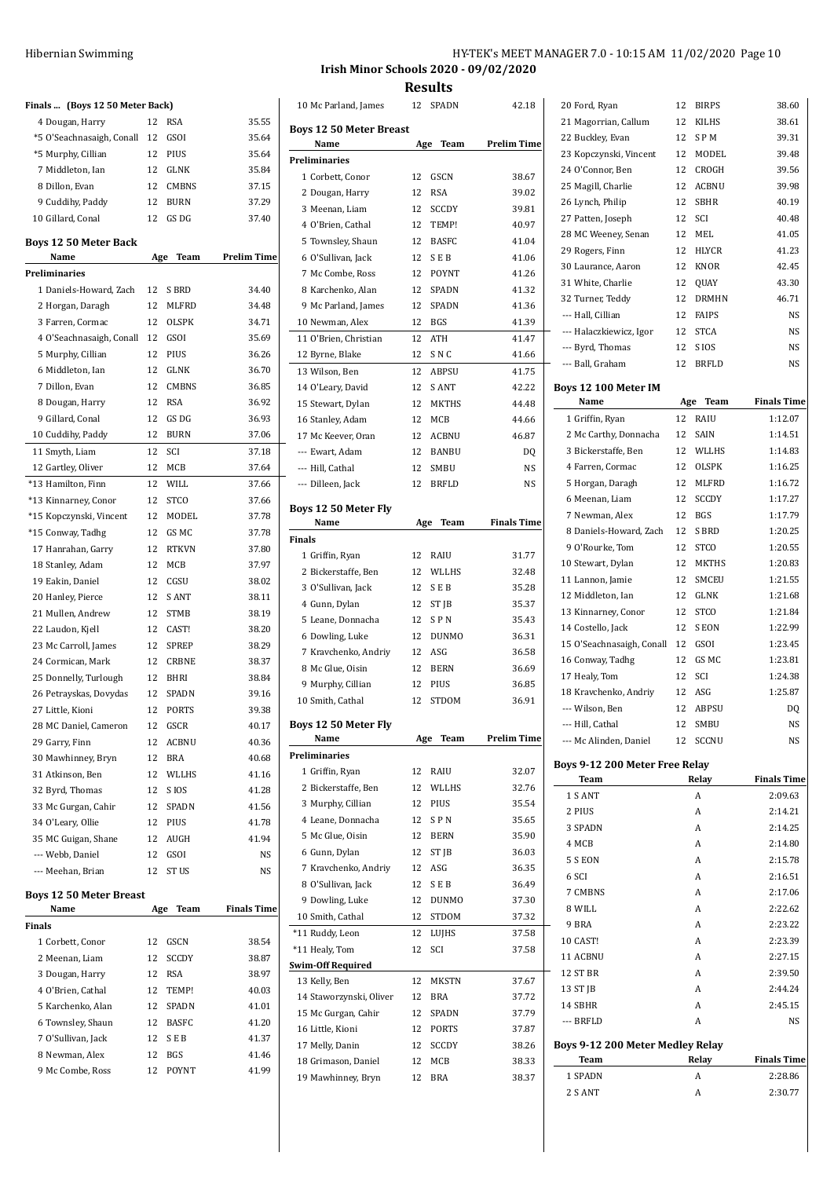# Irish Minor Schools 2020 - 09/02/2020

## Results

### Finals ... (Boys 12 50 Meter Back)

| Name | Age | Team | Finals Time |
|---|---|---|---|
| 4 Dougan, Harry | 12 | RSA | 35.55 |
| *5 O'Seachnasaigh, Conall | 12 | GSOI | 35.64 |
| *5 Murphy, Cillian | 12 | PIUS | 35.64 |
| 7 Middleton, Ian | 12 | GLNK | 35.84 |
| 8 Dillon, Evan | 12 | CMBNS | 37.15 |
| 9 Cuddihy, Paddy | 12 | BURN | 37.29 |
| 10 Gillard, Conal | 12 | GS DG | 37.40 |

### Boys 12 50 Meter Back

| Name | Age | Team | Prelim Time |
|---|---|---|---|
| **Preliminaries** | | | |
| 1 Daniels-Howard, Zach | 12 | S BRD | 34.40 |
| 2 Horgan, Daragh | 12 | MLFRD | 34.48 |
| 3 Farren, Cormac | 12 | OLSPK | 34.71 |
| 4 O'Seachnasaigh, Conall | 12 | GSOI | 35.69 |
| 5 Murphy, Cillian | 12 | PIUS | 36.26 |
| 6 Middleton, Ian | 12 | GLNK | 36.70 |
| 7 Dillon, Evan | 12 | CMBNS | 36.85 |
| 8 Dougan, Harry | 12 | RSA | 36.92 |
| 9 Gillard, Conal | 12 | GS DG | 36.93 |
| 10 Cuddihy, Paddy | 12 | BURN | 37.06 |
| 11 Smyth, Liam | 12 | SCI | 37.18 |
| 12 Gartley, Oliver | 12 | MCB | 37.64 |
| *13 Hamilton, Finn | 12 | WILL | 37.66 |
| *13 Kinnarney, Conor | 12 | STCO | 37.66 |
| *15 Kopczynski, Vincent | 12 | MODEL | 37.78 |
| *15 Conway, Tadhg | 12 | GS MC | 37.78 |
| 17 Hanrahan, Garry | 12 | RTKVN | 37.80 |
| 18 Stanley, Adam | 12 | MCB | 37.97 |
| 19 Eakin, Daniel | 12 | CGSU | 38.02 |
| 20 Hanley, Pierce | 12 | S ANT | 38.11 |
| 21 Mullen, Andrew | 12 | STMB | 38.19 |
| 22 Laudon, Kjell | 12 | CAST! | 38.20 |
| 23 Mc Carroll, James | 12 | SPREP | 38.29 |
| 24 Cormican, Mark | 12 | CRBNE | 38.37 |
| 25 Donnelly, Turlough | 12 | BHRI | 38.84 |
| 26 Petrayskas, Dovydas | 12 | SPADN | 39.16 |
| 27 Little, Kioni | 12 | PORTS | 39.38 |
| 28 MC Daniel, Cameron | 12 | GSCR | 40.17 |
| 29 Garry, Finn | 12 | ACBNU | 40.36 |
| 30 Mawhinney, Bryn | 12 | BRA | 40.68 |
| 31 Atkinson, Ben | 12 | WLLHS | 41.16 |
| 32 Byrd, Thomas | 12 | S IOS | 41.28 |
| 33 Mc Gurgan, Cahir | 12 | SPADN | 41.56 |
| 34 O'Leary, Ollie | 12 | PIUS | 41.78 |
| 35 MC Guigan, Shane | 12 | AUGH | 41.94 |
| --- Webb, Daniel | 12 | GSOI | NS |
| --- Meehan, Brian | 12 | ST US | NS |

### Boys 12 50 Meter Breast

| Name | Age | Team | Finals Time |
|---|---|---|---|
| **Finals** | | | |
| 1 Corbett, Conor | 12 | GSCN | 38.54 |
| 2 Meenan, Liam | 12 | SCCDY | 38.87 |
| 3 Dougan, Harry | 12 | RSA | 38.97 |
| 4 O'Brien, Cathal | 12 | TEMP! | 40.03 |
| 5 Karchenko, Alan | 12 | SPADN | 41.01 |
| 6 Townsley, Shaun | 12 | BASFC | 41.20 |
| 7 O'Sullivan, Jack | 12 | S E B | 41.37 |
| 8 Newman, Alex | 12 | BGS | 41.46 |
| 9 Mc Combe, Ross | 12 | POYNT | 41.99 |
| 10 Mc Parland, James | 12 | SPADN | 42.18 |

### Boys 12 50 Meter Breast

| Name | Age | Team | Prelim Time |
|---|---|---|---|
| **Preliminaries** | | | |
| 1 Corbett, Conor | 12 | GSCN | 38.67 |
| 2 Dougan, Harry | 12 | RSA | 39.02 |
| 3 Meenan, Liam | 12 | SCCDY | 39.81 |
| 4 O'Brien, Cathal | 12 | TEMP! | 40.97 |
| 5 Townsley, Shaun | 12 | BASFC | 41.04 |
| 6 O'Sullivan, Jack | 12 | S E B | 41.06 |
| 7 Mc Combe, Ross | 12 | POYNT | 41.26 |
| 8 Karchenko, Alan | 12 | SPADN | 41.32 |
| 9 Mc Parland, James | 12 | SPADN | 41.36 |
| 10 Newman, Alex | 12 | BGS | 41.39 |
| 11 O'Brien, Christian | 12 | ATH | 41.47 |
| 12 Byrne, Blake | 12 | S N C | 41.66 |
| 13 Wilson, Ben | 12 | ABPSU | 41.75 |
| 14 O'Leary, David | 12 | S ANT | 42.22 |
| 15 Stewart, Dylan | 12 | MKTHS | 44.48 |
| 16 Stanley, Adam | 12 | MCB | 44.66 |
| 17 Mc Keever, Oran | 12 | ACBNU | 46.87 |
| --- Ewart, Adam | 12 | BANBU | DQ |
| --- Hill, Cathal | 12 | SMBU | NS |
| --- Dilleen, Jack | 12 | BRFLD | NS |

### Boys 12 50 Meter Fly

| Name | Age | Team | Finals Time |
|---|---|---|---|
| **Finals** | | | |
| 1 Griffin, Ryan | 12 | RAIU | 31.77 |
| 2 Bickerstaffe, Ben | 12 | WLLHS | 32.48 |
| 3 O'Sullivan, Jack | 12 | S E B | 35.28 |
| 4 Gunn, Dylan | 12 | ST JB | 35.37 |
| 5 Leane, Donnacha | 12 | S P N | 35.43 |
| 6 Dowling, Luke | 12 | DUNMO | 36.31 |
| 7 Kravchenko, Andriy | 12 | ASG | 36.58 |
| 8 Mc Glue, Oisin | 12 | BERN | 36.69 |
| 9 Murphy, Cillian | 12 | PIUS | 36.85 |
| 10 Smith, Cathal | 12 | STDOM | 36.91 |

### Boys 12 50 Meter Fly

| Name | Age | Team | Prelim Time |
|---|---|---|---|
| **Preliminaries** | | | |
| 1 Griffin, Ryan | 12 | RAIU | 32.07 |
| 2 Bickerstaffe, Ben | 12 | WLLHS | 32.76 |
| 3 Murphy, Cillian | 12 | PIUS | 35.54 |
| 4 Leane, Donnacha | 12 | S P N | 35.65 |
| 5 Mc Glue, Oisin | 12 | BERN | 35.90 |
| 6 Gunn, Dylan | 12 | ST JB | 36.03 |
| 7 Kravchenko, Andriy | 12 | ASG | 36.35 |
| 8 O'Sullivan, Jack | 12 | S E B | 36.49 |
| 9 Dowling, Luke | 12 | DUNMO | 37.30 |
| 10 Smith, Cathal | 12 | STDOM | 37.32 |
| *11 Ruddy, Leon | 12 | LUJHS | 37.58 |
| *11 Healy, Tom | 12 | SCI | 37.58 |
| **Swim-Off Required** | | | |
| 13 Kelly, Ben | 12 | MKSTN | 37.67 |
| 14 Staworzynski, Oliver | 12 | BRA | 37.72 |
| 15 Mc Gurgan, Cahir | 12 | SPADN | 37.79 |
| 16 Little, Kioni | 12 | PORTS | 37.87 |
| 17 Melly, Danin | 12 | SCCDY | 38.26 |
| 18 Grimason, Daniel | 12 | MCB | 38.33 |
| 19 Mawhinney, Bryn | 12 | BRA | 38.37 |
| 20 Ford, Ryan | 12 | BIRPS | 38.60 |
| 21 Magorrian, Callum | 12 | KILHS | 38.61 |
| 22 Buckley, Evan | 12 | S P M | 39.31 |
| 23 Kopczynski, Vincent | 12 | MODEL | 39.48 |
| 24 O'Connor, Ben | 12 | CROGH | 39.56 |
| 25 Magill, Charlie | 12 | ACBNU | 39.98 |
| 26 Lynch, Philip | 12 | SBHR | 40.19 |
| 27 Patten, Joseph | 12 | SCI | 40.48 |
| 28 MC Weeney, Senan | 12 | MEL | 41.05 |
| 29 Rogers, Finn | 12 | HLYCR | 41.23 |
| 30 Laurance, Aaron | 12 | KNOR | 42.45 |
| 31 White, Charlie | 12 | QUAY | 43.30 |
| 32 Turner, Teddy | 12 | DRMHN | 46.71 |
| --- Hall, Cillian | 12 | FAIPS | NS |
| --- Halaczkiewicz, Igor | 12 | STCA | NS |
| --- Byrd, Thomas | 12 | S IOS | NS |
| --- Ball, Graham | 12 | BRFLD | NS |

### Boys 12 100 Meter IM

| Name | Age | Team | Finals Time |
|---|---|---|---|
| 1 Griffin, Ryan | 12 | RAIU | 1:12.07 |
| 2 Mc Carthy, Donnacha | 12 | SAIN | 1:14.51 |
| 3 Bickerstaffe, Ben | 12 | WLLHS | 1:14.83 |
| 4 Farren, Cormac | 12 | OLSPK | 1:16.25 |
| 5 Horgan, Daragh | 12 | MLFRD | 1:16.72 |
| 6 Meenan, Liam | 12 | SCCDY | 1:17.27 |
| 7 Newman, Alex | 12 | BGS | 1:17.79 |
| 8 Daniels-Howard, Zach | 12 | S BRD | 1:20.25 |
| 9 O'Rourke, Tom | 12 | STCO | 1:20.55 |
| 10 Stewart, Dylan | 12 | MKTHS | 1:20.83 |
| 11 Lannon, Jamie | 12 | SMCEU | 1:21.55 |
| 12 Middleton, Ian | 12 | GLNK | 1:21.68 |
| 13 Kinnarney, Conor | 12 | STCO | 1:21.84 |
| 14 Costello, Jack | 12 | S EON | 1:22.99 |
| 15 O'Seachnasaigh, Conall | 12 | GSOI | 1:23.45 |
| 16 Conway, Tadhg | 12 | GS MC | 1:23.81 |
| 17 Healy, Tom | 12 | SCI | 1:24.38 |
| 18 Kravchenko, Andriy | 12 | ASG | 1:25.87 |
| --- Wilson, Ben | 12 | ABPSU | DQ |
| --- Hill, Cathal | 12 | SMBU | NS |
| --- Mc Alinden, Daniel | 12 | SCCNU | NS |

### Boys 9-12 200 Meter Free Relay

| Team | Relay | Finals Time |
|---|---|---|
| 1 S ANT | A | 2:09.63 |
| 2 PIUS | A | 2:14.21 |
| 3 SPADN | A | 2:14.25 |
| 4 MCB | A | 2:14.80 |
| 5 S EON | A | 2:15.78 |
| 6 SCI | A | 2:16.51 |
| 7 CMBNS | A | 2:17.06 |
| 8 WILL | A | 2:22.62 |
| 9 BRA | A | 2:23.22 |
| 10 CAST! | A | 2:23.39 |
| 11 ACBNU | A | 2:27.15 |
| 12 ST BR | A | 2:39.50 |
| 13 ST JB | A | 2:44.24 |
| 14 SBHR | A | 2:45.15 |
| --- BRFLD | A | NS |

### Boys 9-12 200 Meter Medley Relay

| Team | Relay | Finals Time |
|---|---|---|
| 1 SPADN | A | 2:28.86 |
| 2 S ANT | A | 2:30.77 |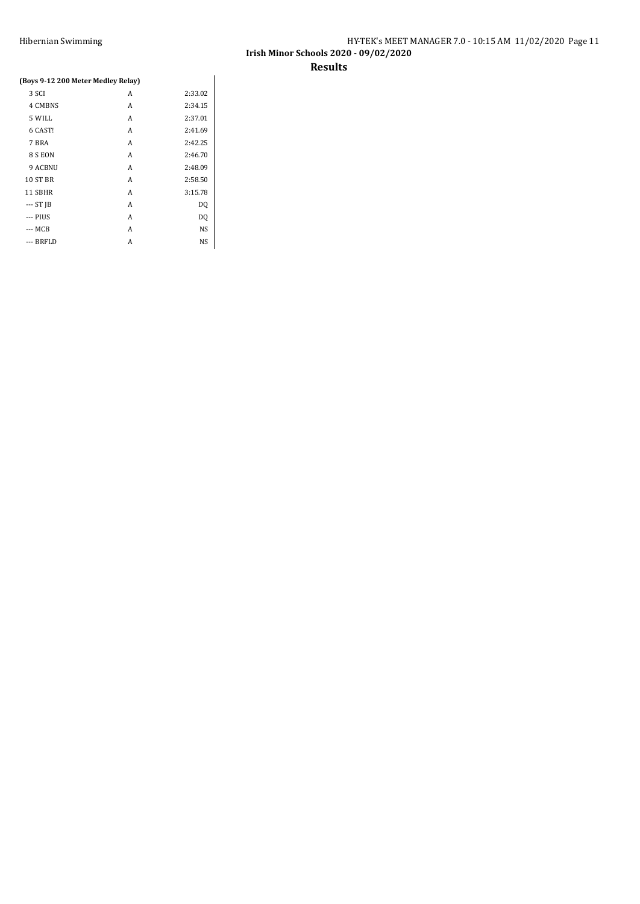**(Boys 9-12 200 Meter Medley Relay)**

| | | |
|---|---|---|
| 3 SCI | A | 2:33.02 |
| 4 CMBNS | A | 2:34.15 |
| 5 WILL | A | 2:37.01 |
| 6 CAST! | A | 2:41.69 |
| 7 BRA | A | 2:42.25 |
| 8 S EON | A | 2:46.70 |
| 9 ACBNU | A | 2:48.09 |
| 10 ST BR | A | 2:58.50 |
| 11 SBHR | A | 3:15.78 |
| --- ST JB | A | DQ |
| --- PIUS | A | DQ |
| --- MCB | A | NS |
| --- BRFLD | A | NS |